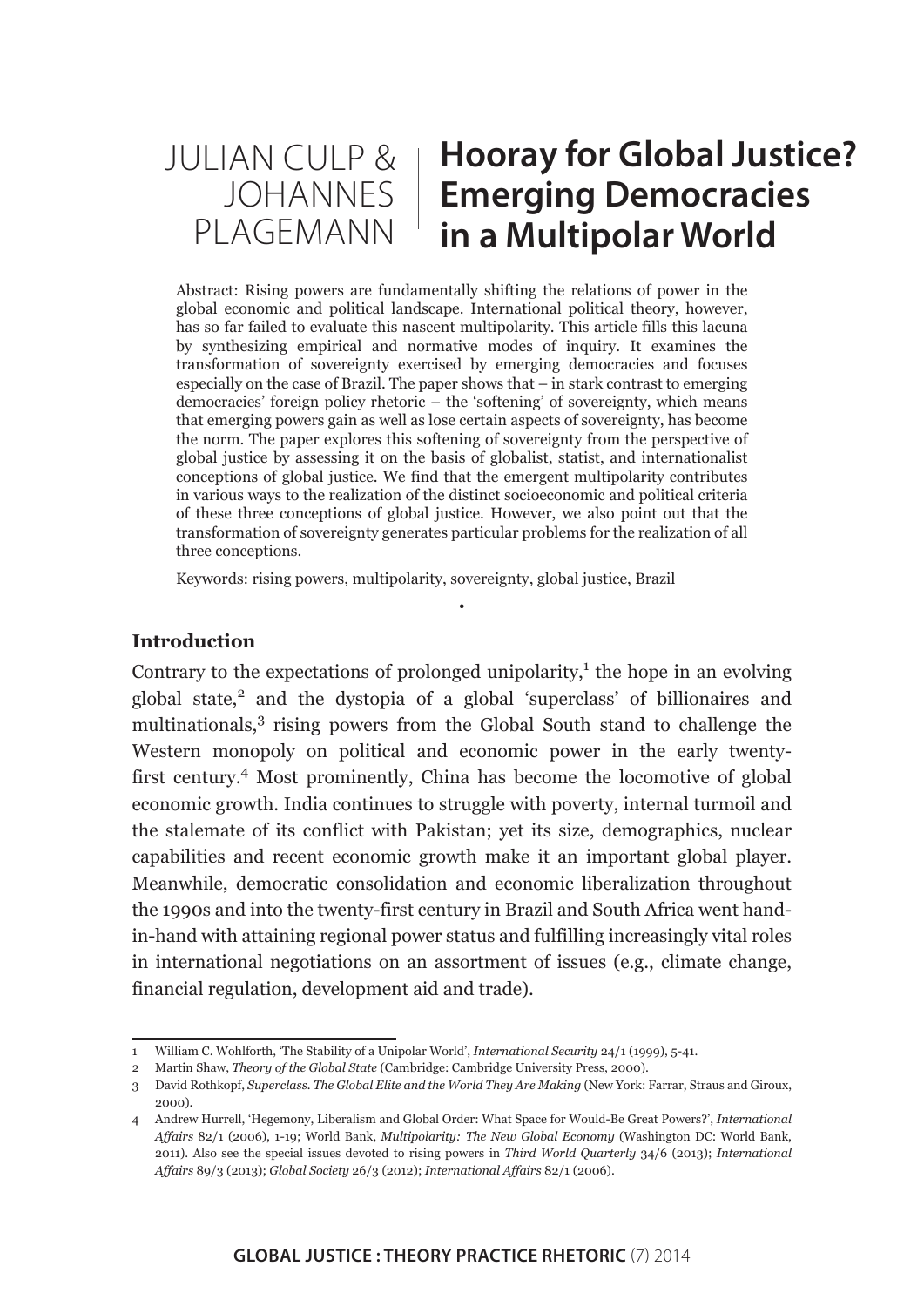# Hooray for Global Justice? Emerging Democracies in a Multipolar World

JULIAN CULP & JOHANNES PLAGEMANN

Abstract: Rising powers are fundamentally shifting the relations of power in the global economic and political landscape. International political theory, however, has so far failed to evaluate this nascent multipolarity. This article fills this lacuna by synthesizing empirical and normative modes of inquiry. It examines the transformation of sovereignty exercised by emerging democracies and focuses especially on the case of Brazil. The paper shows that – in stark contrast to emerging democracies' foreign policy rhetoric – the 'softening' of sovereignty, which means that emerging powers gain as well as lose certain aspects of sovereignty, has become the norm. The paper explores this softening of sovereignty from the perspective of global justice by assessing it on the basis of globalist, statist, and internationalist conceptions of global justice. We find that the emergent multipolarity contributes in various ways to the realization of the distinct socioeconomic and political criteria of these three conceptions of global justice. However, we also point out that the transformation of sovereignty generates particular problems for the realization of all three conceptions.

Keywords: rising powers, multipolarity, sovereignty, global justice, Brazil

•

**Introduction**

Contrary to the expectations of prolonged unipolarity,[1] the hope in an evolving global state,[2] and the dystopia of a global 'superclass' of billionaires and multinationals,[3] rising powers from the Global South stand to challenge the Western monopoly on political and economic power in the early twenty-first century.[4] Most prominently, China has become the locomotive of global economic growth. India continues to struggle with poverty, internal turmoil and the stalemate of its conflict with Pakistan; yet its size, demographics, nuclear capabilities and recent economic growth make it an important global player. Meanwhile, democratic consolidation and economic liberalization throughout the 1990s and into the twenty-first century in Brazil and South Africa went hand-in-hand with attaining regional power status and fulfilling increasingly vital roles in international negotiations on an assortment of issues (e.g., climate change, financial regulation, development aid and trade).

---

1 William C. Wohlforth, 'The Stability of a Unipolar World', *International Security* 24/1 (1999), 5-41.

2 Martin Shaw, *Theory of the Global State* (Cambridge: Cambridge University Press, 2000).

3 David Rothkopf, *Superclass. The Global Elite and the World They Are Making* (New York: Farrar, Straus and Giroux, 2000).

4 Andrew Hurrell, 'Hegemony, Liberalism and Global Order: What Space for Would-Be Great Powers?', *International Affairs* 82/1 (2006), 1-19; World Bank, *Multipolarity: The New Global Economy* (Washington DC: World Bank, 2011). Also see the special issues devoted to rising powers in *Third World Quarterly* 34/6 (2013); *International Affairs* 89/3 (2013); *Global Society* 26/3 (2012); *International Affairs* 82/1 (2006).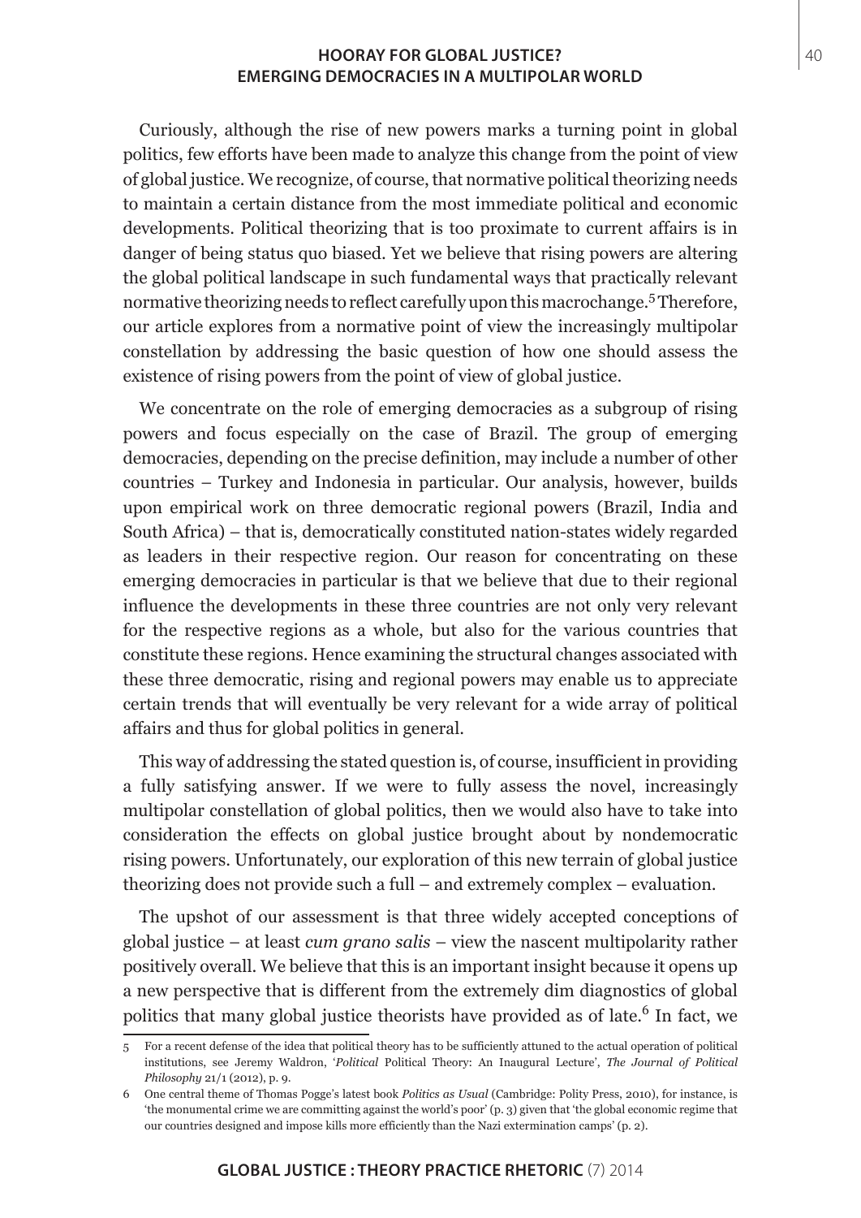Curiously, although the rise of new powers marks a turning point in global politics, few efforts have been made to analyze this change from the point of view of global justice. We recognize, of course, that normative political theorizing needs to maintain a certain distance from the most immediate political and economic developments. Political theorizing that is too proximate to current affairs is in danger of being status quo biased. Yet we believe that rising powers are altering the global political landscape in such fundamental ways that practically relevant normative theorizing needs to reflect carefully upon this macrochange.[5] Therefore, our article explores from a normative point of view the increasingly multipolar constellation by addressing the basic question of how one should assess the existence of rising powers from the point of view of global justice.

We concentrate on the role of emerging democracies as a subgroup of rising powers and focus especially on the case of Brazil. The group of emerging democracies, depending on the precise definition, may include a number of other countries – Turkey and Indonesia in particular. Our analysis, however, builds upon empirical work on three democratic regional powers (Brazil, India and South Africa) – that is, democratically constituted nation-states widely regarded as leaders in their respective region. Our reason for concentrating on these emerging democracies in particular is that we believe that due to their regional influence the developments in these three countries are not only very relevant for the respective regions as a whole, but also for the various countries that constitute these regions. Hence examining the structural changes associated with these three democratic, rising and regional powers may enable us to appreciate certain trends that will eventually be very relevant for a wide array of political affairs and thus for global politics in general.

This way of addressing the stated question is, of course, insufficient in providing a fully satisfying answer. If we were to fully assess the novel, increasingly multipolar constellation of global politics, then we would also have to take into consideration the effects on global justice brought about by nondemocratic rising powers. Unfortunately, our exploration of this new terrain of global justice theorizing does not provide such a full – and extremely complex – evaluation.

The upshot of our assessment is that three widely accepted conceptions of global justice – at least *cum grano salis* – view the nascent multipolarity rather positively overall. We believe that this is an important insight because it opens up a new perspective that is different from the extremely dim diagnostics of global politics that many global justice theorists have provided as of late.[6] In fact, we

5 For a recent defense of the idea that political theory has to be sufficiently attuned to the actual operation of political institutions, see Jeremy Waldron, '*Political* Political Theory: An Inaugural Lecture', *The Journal of Political Philosophy* 21/1 (2012), p. 9.

6 One central theme of Thomas Pogge's latest book *Politics as Usual* (Cambridge: Polity Press, 2010), for instance, is 'the monumental crime we are committing against the world's poor' (p. 3) given that 'the global economic regime that our countries designed and impose kills more efficiently than the Nazi extermination camps' (p. 2).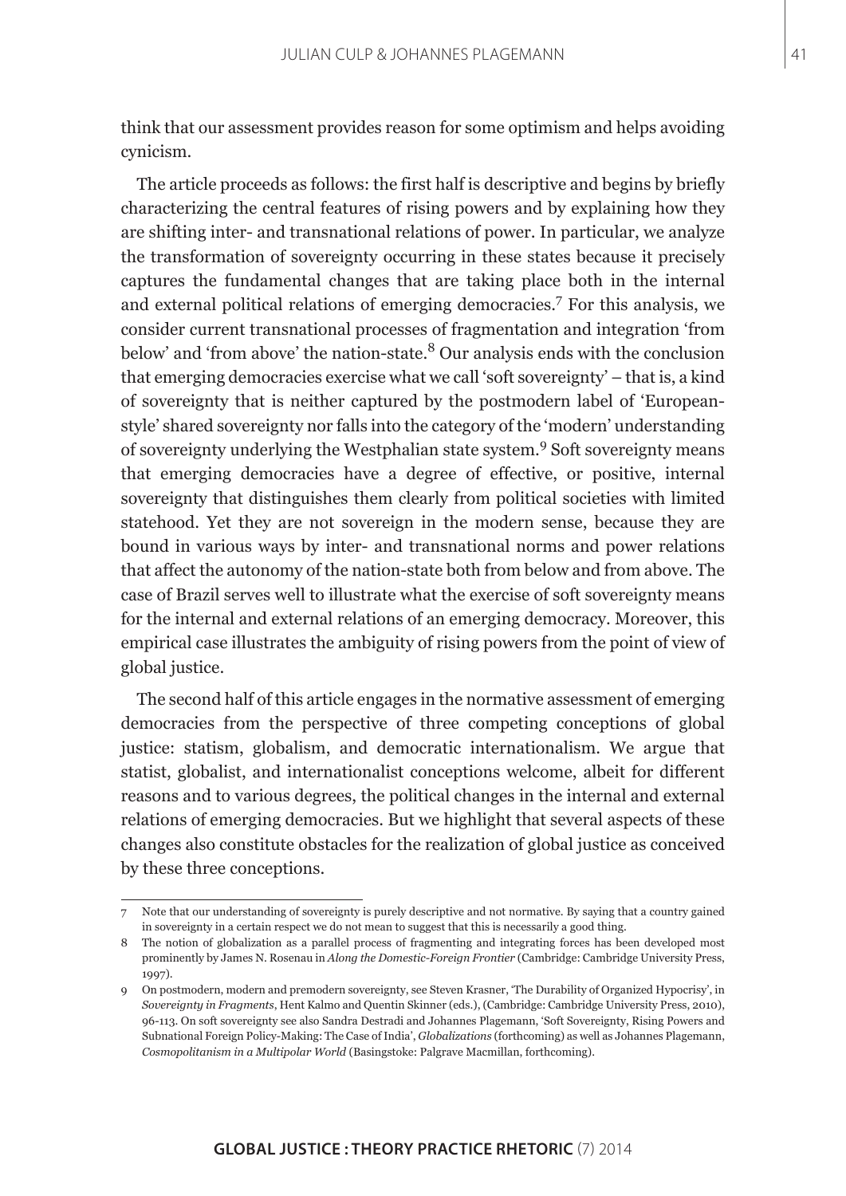think that our assessment provides reason for some optimism and helps avoiding cynicism.

The article proceeds as follows: the first half is descriptive and begins by briefly characterizing the central features of rising powers and by explaining how they are shifting inter- and transnational relations of power. In particular, we analyze the transformation of sovereignty occurring in these states because it precisely captures the fundamental changes that are taking place both in the internal and external political relations of emerging democracies.[7] For this analysis, we consider current transnational processes of fragmentation and integration 'from below' and 'from above' the nation-state.[8] Our analysis ends with the conclusion that emerging democracies exercise what we call 'soft sovereignty' – that is, a kind of sovereignty that is neither captured by the postmodern label of 'European-style' shared sovereignty nor falls into the category of the 'modern' understanding of sovereignty underlying the Westphalian state system.[9] Soft sovereignty means that emerging democracies have a degree of effective, or positive, internal sovereignty that distinguishes them clearly from political societies with limited statehood. Yet they are not sovereign in the modern sense, because they are bound in various ways by inter- and transnational norms and power relations that affect the autonomy of the nation-state both from below and from above. The case of Brazil serves well to illustrate what the exercise of soft sovereignty means for the internal and external relations of an emerging democracy. Moreover, this empirical case illustrates the ambiguity of rising powers from the point of view of global justice.

The second half of this article engages in the normative assessment of emerging democracies from the perspective of three competing conceptions of global justice: statism, globalism, and democratic internationalism. We argue that statist, globalist, and internationalist conceptions welcome, albeit for different reasons and to various degrees, the political changes in the internal and external relations of emerging democracies. But we highlight that several aspects of these changes also constitute obstacles for the realization of global justice as conceived by these three conceptions.

---

7 Note that our understanding of sovereignty is purely descriptive and not normative. By saying that a country gained in sovereignty in a certain respect we do not mean to suggest that this is necessarily a good thing.

8 The notion of globalization as a parallel process of fragmenting and integrating forces has been developed most prominently by James N. Rosenau in *Along the Domestic-Foreign Frontier* (Cambridge: Cambridge University Press, 1997).

9 On postmodern, modern and premodern sovereignty, see Steven Krasner, 'The Durability of Organized Hypocrisy', in *Sovereignty in Fragments*, Hent Kalmo and Quentin Skinner (eds.), (Cambridge: Cambridge University Press, 2010), 96-113. On soft sovereignty see also Sandra Destradi and Johannes Plagemann, 'Soft Sovereignty, Rising Powers and Subnational Foreign Policy-Making: The Case of India', *Globalizations* (forthcoming) as well as Johannes Plagemann, *Cosmopolitanism in a Multipolar World* (Basingstoke: Palgrave Macmillan, forthcoming).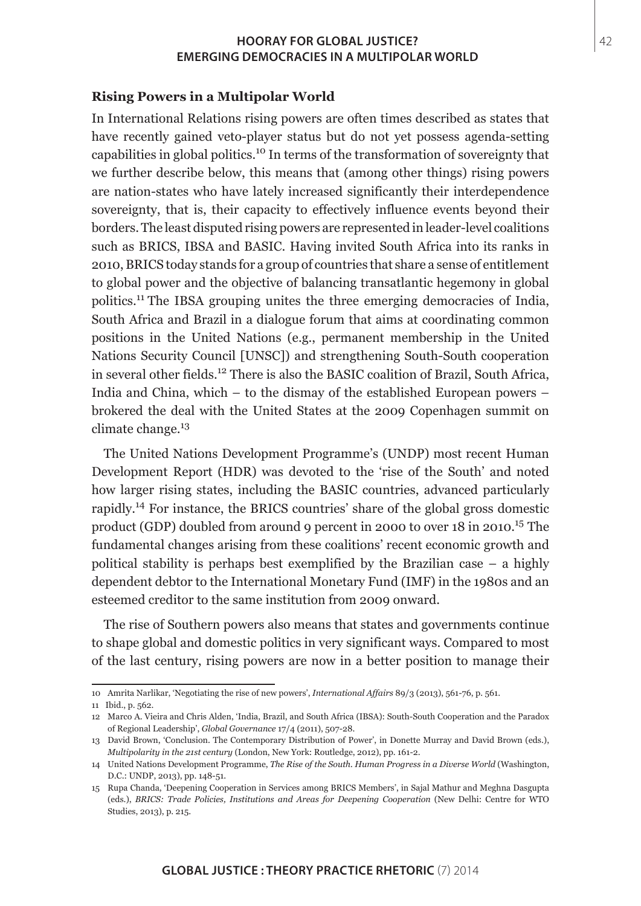### Rising Powers in a Multipolar World

In International Relations rising powers are often times described as states that have recently gained veto-player status but do not yet possess agenda-setting capabilities in global politics.[10] In terms of the transformation of sovereignty that we further describe below, this means that (among other things) rising powers are nation-states who have lately increased significantly their interdependence sovereignty, that is, their capacity to effectively influence events beyond their borders. The least disputed rising powers are represented in leader-level coalitions such as BRICS, IBSA and BASIC. Having invited South Africa into its ranks in 2010, BRICS today stands for a group of countries that share a sense of entitlement to global power and the objective of balancing transatlantic hegemony in global politics.[11] The IBSA grouping unites the three emerging democracies of India, South Africa and Brazil in a dialogue forum that aims at coordinating common positions in the United Nations (e.g., permanent membership in the United Nations Security Council [UNSC]) and strengthening South-South cooperation in several other fields.[12] There is also the BASIC coalition of Brazil, South Africa, India and China, which – to the dismay of the established European powers – brokered the deal with the United States at the 2009 Copenhagen summit on climate change.[13]

The United Nations Development Programme's (UNDP) most recent Human Development Report (HDR) was devoted to the 'rise of the South' and noted how larger rising states, including the BASIC countries, advanced particularly rapidly.[14] For instance, the BRICS countries' share of the global gross domestic product (GDP) doubled from around 9 percent in 2000 to over 18 in 2010.[15] The fundamental changes arising from these coalitions' recent economic growth and political stability is perhaps best exemplified by the Brazilian case – a highly dependent debtor to the International Monetary Fund (IMF) in the 1980s and an esteemed creditor to the same institution from 2009 onward.

The rise of Southern powers also means that states and governments continue to shape global and domestic politics in very significant ways. Compared to most of the last century, rising powers are now in a better position to manage their

---

10 Amrita Narlikar, 'Negotiating the rise of new powers', *International Affairs* 89/3 (2013), 561-76, p. 561.

11 Ibid., p. 562.

12 Marco A. Vieira and Chris Alden, 'India, Brazil, and South Africa (IBSA): South-South Cooperation and the Paradox of Regional Leadership', *Global Governance* 17/4 (2011), 507-28.

13 David Brown, 'Conclusion. The Contemporary Distribution of Power', in Donette Murray and David Brown (eds.), *Multipolarity in the 21st century* (London, New York: Routledge, 2012), pp. 161-2.

14 United Nations Development Programme, *The Rise of the South. Human Progress in a Diverse World* (Washington, D.C.: UNDP, 2013), pp. 148-51.

15 Rupa Chanda, 'Deepening Cooperation in Services among BRICS Members', in Sajal Mathur and Meghna Dasgupta (eds.), *BRICS: Trade Policies, Institutions and Areas for Deepening Cooperation* (New Delhi: Centre for WTO Studies, 2013), p. 215.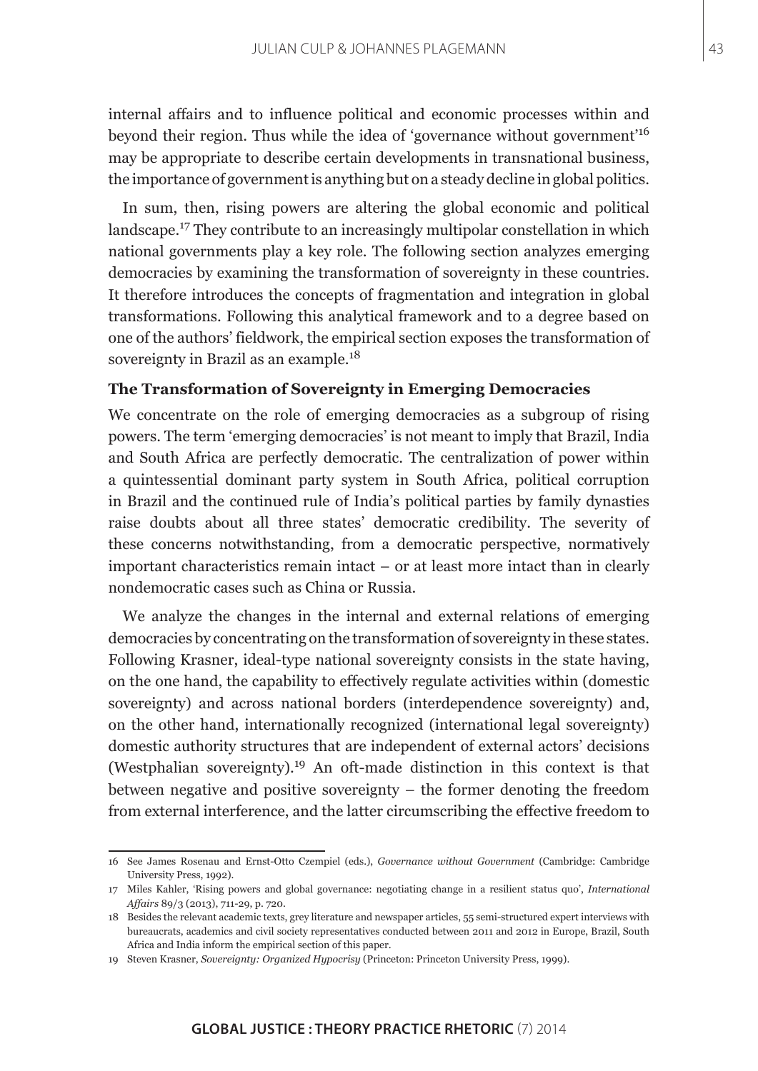internal affairs and to influence political and economic processes within and beyond their region. Thus while the idea of 'governance without government'[16] may be appropriate to describe certain developments in transnational business, the importance of government is anything but on a steady decline in global politics.

In sum, then, rising powers are altering the global economic and political landscape.[17] They contribute to an increasingly multipolar constellation in which national governments play a key role. The following section analyzes emerging democracies by examining the transformation of sovereignty in these countries. It therefore introduces the concepts of fragmentation and integration in global transformations. Following this analytical framework and to a degree based on one of the authors' fieldwork, the empirical section exposes the transformation of sovereignty in Brazil as an example.[18]

## The Transformation of Sovereignty in Emerging Democracies

We concentrate on the role of emerging democracies as a subgroup of rising powers. The term 'emerging democracies' is not meant to imply that Brazil, India and South Africa are perfectly democratic. The centralization of power within a quintessential dominant party system in South Africa, political corruption in Brazil and the continued rule of India's political parties by family dynasties raise doubts about all three states' democratic credibility. The severity of these concerns notwithstanding, from a democratic perspective, normatively important characteristics remain intact – or at least more intact than in clearly nondemocratic cases such as China or Russia.

We analyze the changes in the internal and external relations of emerging democracies by concentrating on the transformation of sovereignty in these states. Following Krasner, ideal-type national sovereignty consists in the state having, on the one hand, the capability to effectively regulate activities within (domestic sovereignty) and across national borders (interdependence sovereignty) and, on the other hand, internationally recognized (international legal sovereignty) domestic authority structures that are independent of external actors' decisions (Westphalian sovereignty).[19] An oft-made distinction in this context is that between negative and positive sovereignty – the former denoting the freedom from external interference, and the latter circumscribing the effective freedom to

---

16 See James Rosenau and Ernst-Otto Czempiel (eds.), *Governance without Government* (Cambridge: Cambridge University Press, 1992).

17 Miles Kahler, 'Rising powers and global governance: negotiating change in a resilient status quo', *International Affairs* 89/3 (2013), 711-29, p. 720.

18 Besides the relevant academic texts, grey literature and newspaper articles, 55 semi-structured expert interviews with bureaucrats, academics and civil society representatives conducted between 2011 and 2012 in Europe, Brazil, South Africa and India inform the empirical section of this paper.

19 Steven Krasner, *Sovereignty: Organized Hypocrisy* (Princeton: Princeton University Press, 1999).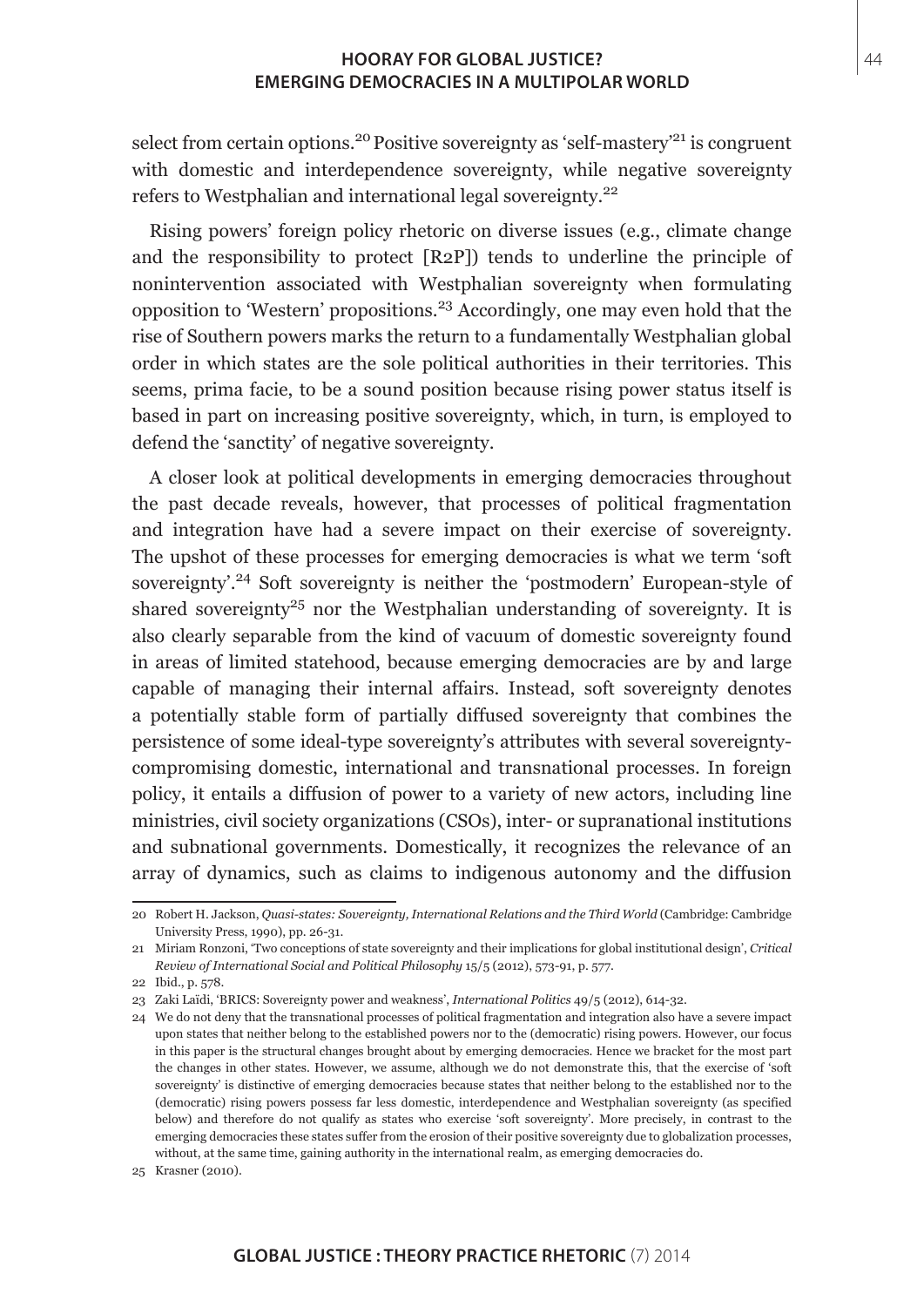select from certain options.[20] Positive sovereignty as 'self-mastery'[21] is congruent with domestic and interdependence sovereignty, while negative sovereignty refers to Westphalian and international legal sovereignty.[22]

Rising powers' foreign policy rhetoric on diverse issues (e.g., climate change and the responsibility to protect [R2P]) tends to underline the principle of nonintervention associated with Westphalian sovereignty when formulating opposition to 'Western' propositions.[23] Accordingly, one may even hold that the rise of Southern powers marks the return to a fundamentally Westphalian global order in which states are the sole political authorities in their territories. This seems, prima facie, to be a sound position because rising power status itself is based in part on increasing positive sovereignty, which, in turn, is employed to defend the 'sanctity' of negative sovereignty.

A closer look at political developments in emerging democracies throughout the past decade reveals, however, that processes of political fragmentation and integration have had a severe impact on their exercise of sovereignty. The upshot of these processes for emerging democracies is what we term 'soft sovereignty'.[24] Soft sovereignty is neither the 'postmodern' European-style of shared sovereignty[25] nor the Westphalian understanding of sovereignty. It is also clearly separable from the kind of vacuum of domestic sovereignty found in areas of limited statehood, because emerging democracies are by and large capable of managing their internal affairs. Instead, soft sovereignty denotes a potentially stable form of partially diffused sovereignty that combines the persistence of some ideal-type sovereignty's attributes with several sovereignty-compromising domestic, international and transnational processes. In foreign policy, it entails a diffusion of power to a variety of new actors, including line ministries, civil society organizations (CSOs), inter- or supranational institutions and subnational governments. Domestically, it recognizes the relevance of an array of dynamics, such as claims to indigenous autonomy and the diffusion

---

20 Robert H. Jackson, *Quasi-states: Sovereignty, International Relations and the Third World* (Cambridge: Cambridge University Press, 1990), pp. 26-31.

21 Miriam Ronzoni, 'Two conceptions of state sovereignty and their implications for global institutional design', *Critical Review of International Social and Political Philosophy* 15/5 (2012), 573-91, p. 577.

22 Ibid., p. 578.

23 Zaki Laïdi, 'BRICS: Sovereignty power and weakness', *International Politics* 49/5 (2012), 614-32.

24 We do not deny that the transnational processes of political fragmentation and integration also have a severe impact upon states that neither belong to the established powers nor to the (democratic) rising powers. However, our focus in this paper is the structural changes brought about by emerging democracies. Hence we bracket for the most part the changes in other states. However, we assume, although we do not demonstrate this, that the exercise of 'soft sovereignty' is distinctive of emerging democracies because states that neither belong to the established nor to the (democratic) rising powers possess far less domestic, interdependence and Westphalian sovereignty (as specified below) and therefore do not qualify as states who exercise 'soft sovereignty'. More precisely, in contrast to the emerging democracies these states suffer from the erosion of their positive sovereignty due to globalization processes, without, at the same time, gaining authority in the international realm, as emerging democracies do.

25 Krasner (2010).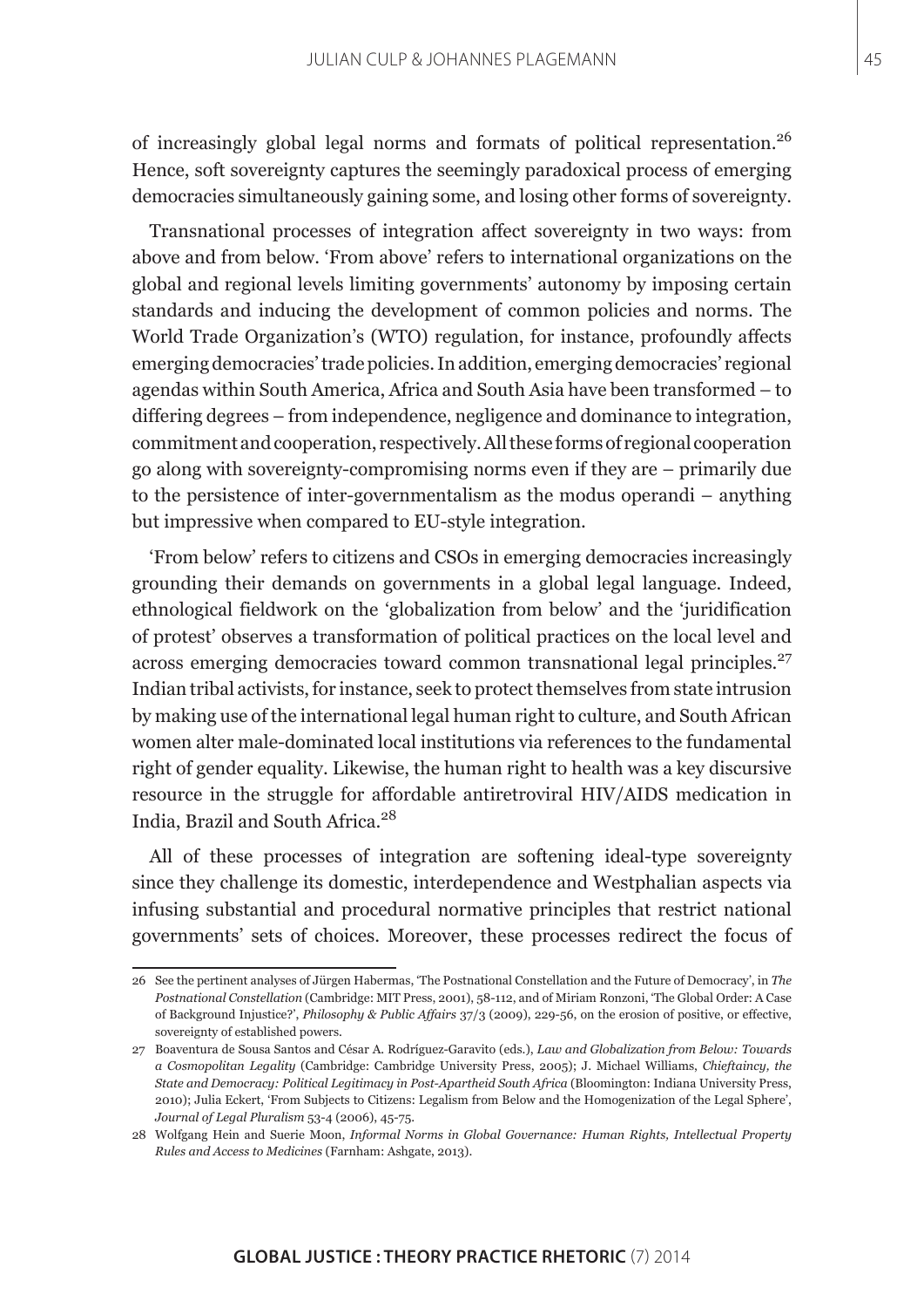of increasingly global legal norms and formats of political representation.[26] Hence, soft sovereignty captures the seemingly paradoxical process of emerging democracies simultaneously gaining some, and losing other forms of sovereignty.

Transnational processes of integration affect sovereignty in two ways: from above and from below. 'From above' refers to international organizations on the global and regional levels limiting governments' autonomy by imposing certain standards and inducing the development of common policies and norms. The World Trade Organization's (WTO) regulation, for instance, profoundly affects emerging democracies' trade policies. In addition, emerging democracies' regional agendas within South America, Africa and South Asia have been transformed – to differing degrees – from independence, negligence and dominance to integration, commitment and cooperation, respectively. All these forms of regional cooperation go along with sovereignty-compromising norms even if they are – primarily due to the persistence of inter-governmentalism as the modus operandi – anything but impressive when compared to EU-style integration.

'From below' refers to citizens and CSOs in emerging democracies increasingly grounding their demands on governments in a global legal language. Indeed, ethnological fieldwork on the 'globalization from below' and the 'juridification of protest' observes a transformation of political practices on the local level and across emerging democracies toward common transnational legal principles.[27] Indian tribal activists, for instance, seek to protect themselves from state intrusion by making use of the international legal human right to culture, and South African women alter male-dominated local institutions via references to the fundamental right of gender equality. Likewise, the human right to health was a key discursive resource in the struggle for affordable antiretroviral HIV/AIDS medication in India, Brazil and South Africa.[28]

All of these processes of integration are softening ideal-type sovereignty since they challenge its domestic, interdependence and Westphalian aspects via infusing substantial and procedural normative principles that restrict national governments' sets of choices. Moreover, these processes redirect the focus of

---

26 See the pertinent analyses of Jürgen Habermas, 'The Postnational Constellation and the Future of Democracy', in *The Postnational Constellation* (Cambridge: MIT Press, 2001), 58-112, and of Miriam Ronzoni, 'The Global Order: A Case of Background Injustice?', *Philosophy & Public Affairs* 37/3 (2009), 229-56, on the erosion of positive, or effective, sovereignty of established powers.

27 Boaventura de Sousa Santos and César A. Rodríguez-Garavito (eds.), *Law and Globalization from Below: Towards a Cosmopolitan Legality* (Cambridge: Cambridge University Press, 2005); J. Michael Williams, *Chieftaincy, the State and Democracy: Political Legitimacy in Post-Apartheid South Africa* (Bloomington: Indiana University Press, 2010); Julia Eckert, 'From Subjects to Citizens: Legalism from Below and the Homogenization of the Legal Sphere', *Journal of Legal Pluralism* 53-4 (2006), 45-75.

28 Wolfgang Hein and Suerie Moon, *Informal Norms in Global Governance: Human Rights, Intellectual Property Rules and Access to Medicines* (Farnham: Ashgate, 2013).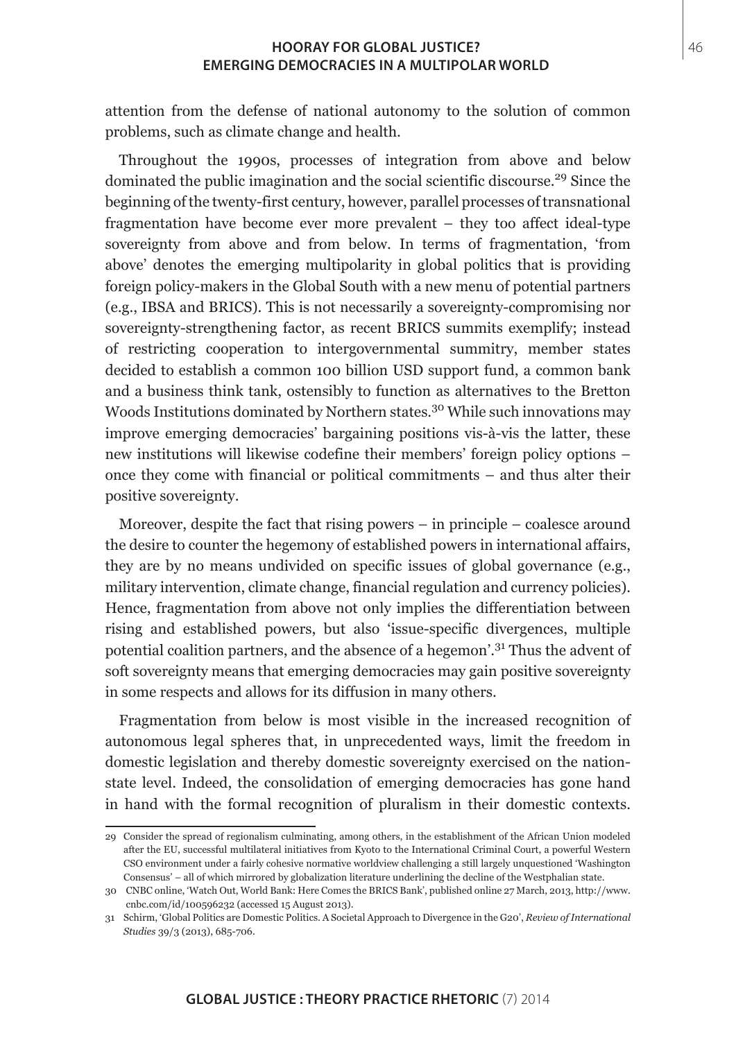attention from the defense of national autonomy to the solution of common problems, such as climate change and health.

Throughout the 1990s, processes of integration from above and below dominated the public imagination and the social scientific discourse.[29] Since the beginning of the twenty-first century, however, parallel processes of transnational fragmentation have become ever more prevalent – they too affect ideal-type sovereignty from above and from below. In terms of fragmentation, 'from above' denotes the emerging multipolarity in global politics that is providing foreign policy-makers in the Global South with a new menu of potential partners (e.g., IBSA and BRICS). This is not necessarily a sovereignty-compromising nor sovereignty-strengthening factor, as recent BRICS summits exemplify; instead of restricting cooperation to intergovernmental summitry, member states decided to establish a common 100 billion USD support fund, a common bank and a business think tank, ostensibly to function as alternatives to the Bretton Woods Institutions dominated by Northern states.[30] While such innovations may improve emerging democracies' bargaining positions vis-à-vis the latter, these new institutions will likewise codefine their members' foreign policy options – once they come with financial or political commitments – and thus alter their positive sovereignty.

Moreover, despite the fact that rising powers – in principle – coalesce around the desire to counter the hegemony of established powers in international affairs, they are by no means undivided on specific issues of global governance (e.g., military intervention, climate change, financial regulation and currency policies). Hence, fragmentation from above not only implies the differentiation between rising and established powers, but also 'issue-specific divergences, multiple potential coalition partners, and the absence of a hegemon'.[31] Thus the advent of soft sovereignty means that emerging democracies may gain positive sovereignty in some respects and allows for its diffusion in many others.

Fragmentation from below is most visible in the increased recognition of autonomous legal spheres that, in unprecedented ways, limit the freedom in domestic legislation and thereby domestic sovereignty exercised on the nation-state level. Indeed, the consolidation of emerging democracies has gone hand in hand with the formal recognition of pluralism in their domestic contexts.

---

29 Consider the spread of regionalism culminating, among others, in the establishment of the African Union modeled after the EU, successful multilateral initiatives from Kyoto to the International Criminal Court, a powerful Western CSO environment under a fairly cohesive normative worldview challenging a still largely unquestioned 'Washington Consensus' – all of which mirrored by globalization literature underlining the decline of the Westphalian state.

30 CNBC online, 'Watch Out, World Bank: Here Comes the BRICS Bank', published online 27 March, 2013, http://www.cnbc.com/id/100596232 (accessed 15 August 2013).

31 Schirm, 'Global Politics are Domestic Politics. A Societal Approach to Divergence in the G20', *Review of International Studies* 39/3 (2013), 685-706.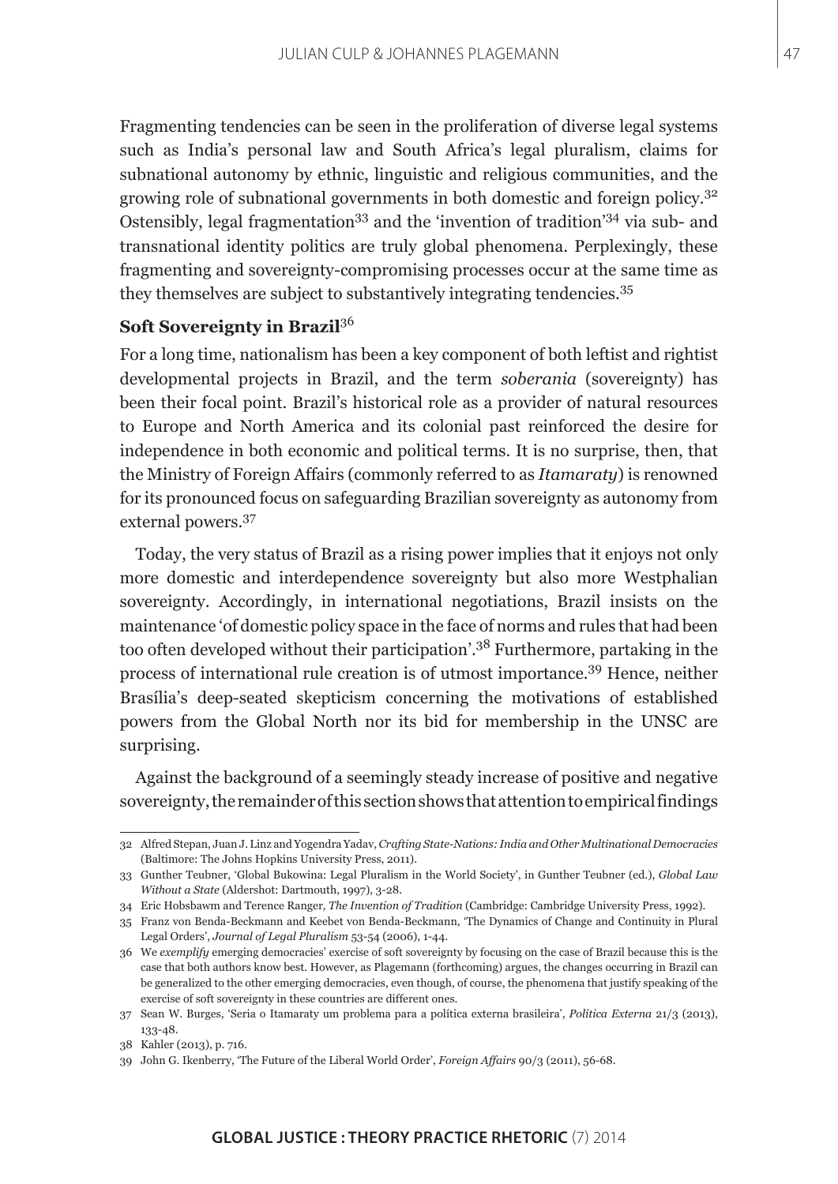Fragmenting tendencies can be seen in the proliferation of diverse legal systems such as India's personal law and South Africa's legal pluralism, claims for subnational autonomy by ethnic, linguistic and religious communities, and the growing role of subnational governments in both domestic and foreign policy.[32] Ostensibly, legal fragmentation[33] and the 'invention of tradition'[34] via sub- and transnational identity politics are truly global phenomena. Perplexingly, these fragmenting and sovereignty-compromising processes occur at the same time as they themselves are subject to substantively integrating tendencies.[35]

## Soft Sovereignty in Brazil[36]

For a long time, nationalism has been a key component of both leftist and rightist developmental projects in Brazil, and the term *soberania* (sovereignty) has been their focal point. Brazil's historical role as a provider of natural resources to Europe and North America and its colonial past reinforced the desire for independence in both economic and political terms. It is no surprise, then, that the Ministry of Foreign Affairs (commonly referred to as *Itamaraty*) is renowned for its pronounced focus on safeguarding Brazilian sovereignty as autonomy from external powers.[37]

Today, the very status of Brazil as a rising power implies that it enjoys not only more domestic and interdependence sovereignty but also more Westphalian sovereignty. Accordingly, in international negotiations, Brazil insists on the maintenance 'of domestic policy space in the face of norms and rules that had been too often developed without their participation'.[38] Furthermore, partaking in the process of international rule creation is of utmost importance.[39] Hence, neither Brasília's deep-seated skepticism concerning the motivations of established powers from the Global North nor its bid for membership in the UNSC are surprising.

Against the background of a seemingly steady increase of positive and negative sovereignty, the remainder of this section shows that attention to empirical findings

---

32 Alfred Stepan, Juan J. Linz and Yogendra Yadav, *Crafting State-Nations: India and Other Multinational Democracies* (Baltimore: The Johns Hopkins University Press, 2011).

33 Gunther Teubner, 'Global Bukowina: Legal Pluralism in the World Society', in Gunther Teubner (ed.), *Global Law Without a State* (Aldershot: Dartmouth, 1997), 3-28.

34 Eric Hobsbawm and Terence Ranger, *The Invention of Tradition* (Cambridge: Cambridge University Press, 1992).

35 Franz von Benda-Beckmann and Keebet von Benda-Beckmann, 'The Dynamics of Change and Continuity in Plural Legal Orders', *Journal of Legal Pluralism* 53-54 (2006), 1-44.

36 We *exemplify* emerging democracies' exercise of soft sovereignty by focusing on the case of Brazil because this is the case that both authors know best. However, as Plagemann (forthcoming) argues, the changes occurring in Brazil can be generalized to the other emerging democracies, even though, of course, the phenomena that justify speaking of the exercise of soft sovereignty in these countries are different ones.

37 Sean W. Burges, 'Seria o Itamaraty um problema para a política externa brasileira', *Política Externa* 21/3 (2013), 133-48.

38 Kahler (2013), p. 716.

39 John G. Ikenberry, 'The Future of the Liberal World Order', *Foreign Affairs* 90/3 (2011), 56-68.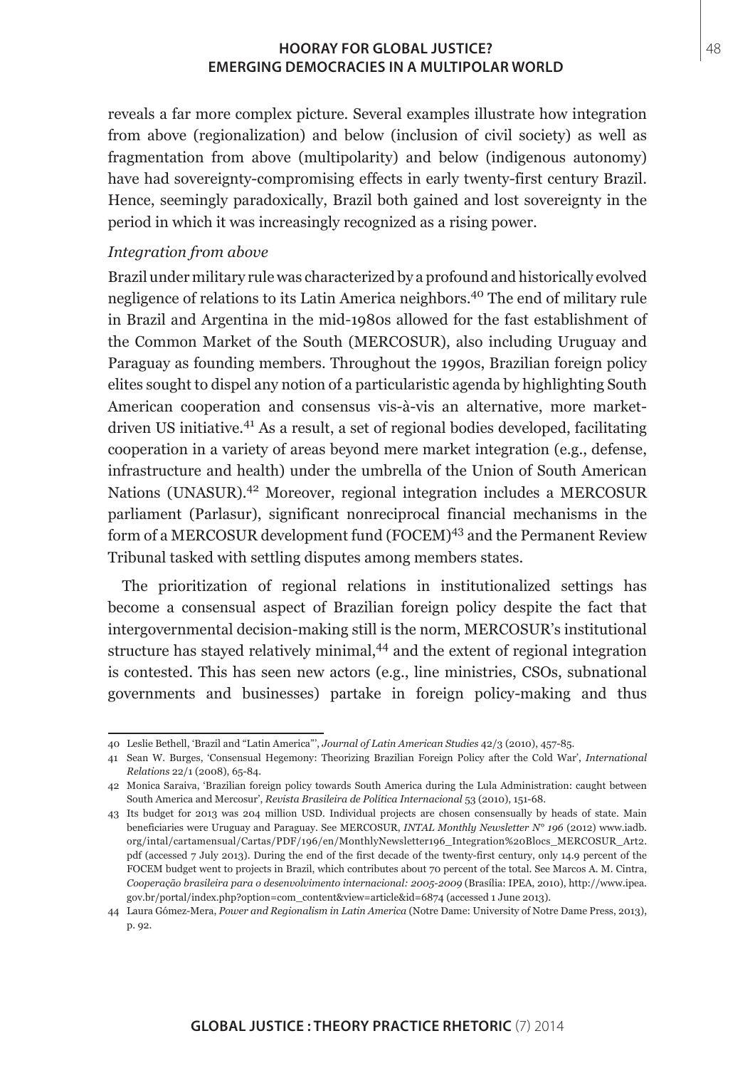reveals a far more complex picture. Several examples illustrate how integration from above (regionalization) and below (inclusion of civil society) as well as fragmentation from above (multipolarity) and below (indigenous autonomy) have had sovereignty-compromising effects in early twenty-first century Brazil. Hence, seemingly paradoxically, Brazil both gained and lost sovereignty in the period in which it was increasingly recognized as a rising power.

*Integration from above*

Brazil under military rule was characterized by a profound and historically evolved negligence of relations to its Latin America neighbors.[40] The end of military rule in Brazil and Argentina in the mid-1980s allowed for the fast establishment of the Common Market of the South (MERCOSUR), also including Uruguay and Paraguay as founding members. Throughout the 1990s, Brazilian foreign policy elites sought to dispel any notion of a particularistic agenda by highlighting South American cooperation and consensus vis-à-vis an alternative, more market-driven US initiative.[41] As a result, a set of regional bodies developed, facilitating cooperation in a variety of areas beyond mere market integration (e.g., defense, infrastructure and health) under the umbrella of the Union of South American Nations (UNASUR).[42] Moreover, regional integration includes a MERCOSUR parliament (Parlasur), significant nonreciprocal financial mechanisms in the form of a MERCOSUR development fund (FOCEM)[43] and the Permanent Review Tribunal tasked with settling disputes among members states.

The prioritization of regional relations in institutionalized settings has become a consensual aspect of Brazilian foreign policy despite the fact that intergovernmental decision-making still is the norm, MERCOSUR's institutional structure has stayed relatively minimal,[44] and the extent of regional integration is contested. This has seen new actors (e.g., line ministries, CSOs, subnational governments and businesses) partake in foreign policy-making and thus

---

40 Leslie Bethell, 'Brazil and "Latin America"', *Journal of Latin American Studies* 42/3 (2010), 457-85.

41 Sean W. Burges, 'Consensual Hegemony: Theorizing Brazilian Foreign Policy after the Cold War', *International Relations* 22/1 (2008), 65-84.

42 Monica Saraiva, 'Brazilian foreign policy towards South America during the Lula Administration: caught between South America and Mercosur', *Revista Brasileira de Política Internacional* 53 (2010), 151-68.

43 Its budget for 2013 was 204 million USD. Individual projects are chosen consensually by heads of state. Main beneficiaries were Uruguay and Paraguay. See MERCOSUR, *INTAL Monthly Newsletter N° 196* (2012) www.iadb.org/intal/cartamensual/Cartas/PDF/196/en/MonthlyNewsletter196_Integration%20Blocs_MERCOSUR_Art2.pdf (accessed 7 July 2013). During the end of the first decade of the twenty-first century, only 14.9 percent of the FOCEM budget went to projects in Brazil, which contributes about 70 percent of the total. See Marcos A. M. Cintra, *Cooperação brasileira para o desenvolvimento internacional: 2005-2009* (Brasília: IPEA, 2010), http://www.ipea.gov.br/portal/index.php?option=com_content&view=article&id=6874 (accessed 1 June 2013).

44 Laura Gómez-Mera, *Power and Regionalism in Latin America* (Notre Dame: University of Notre Dame Press, 2013), p. 92.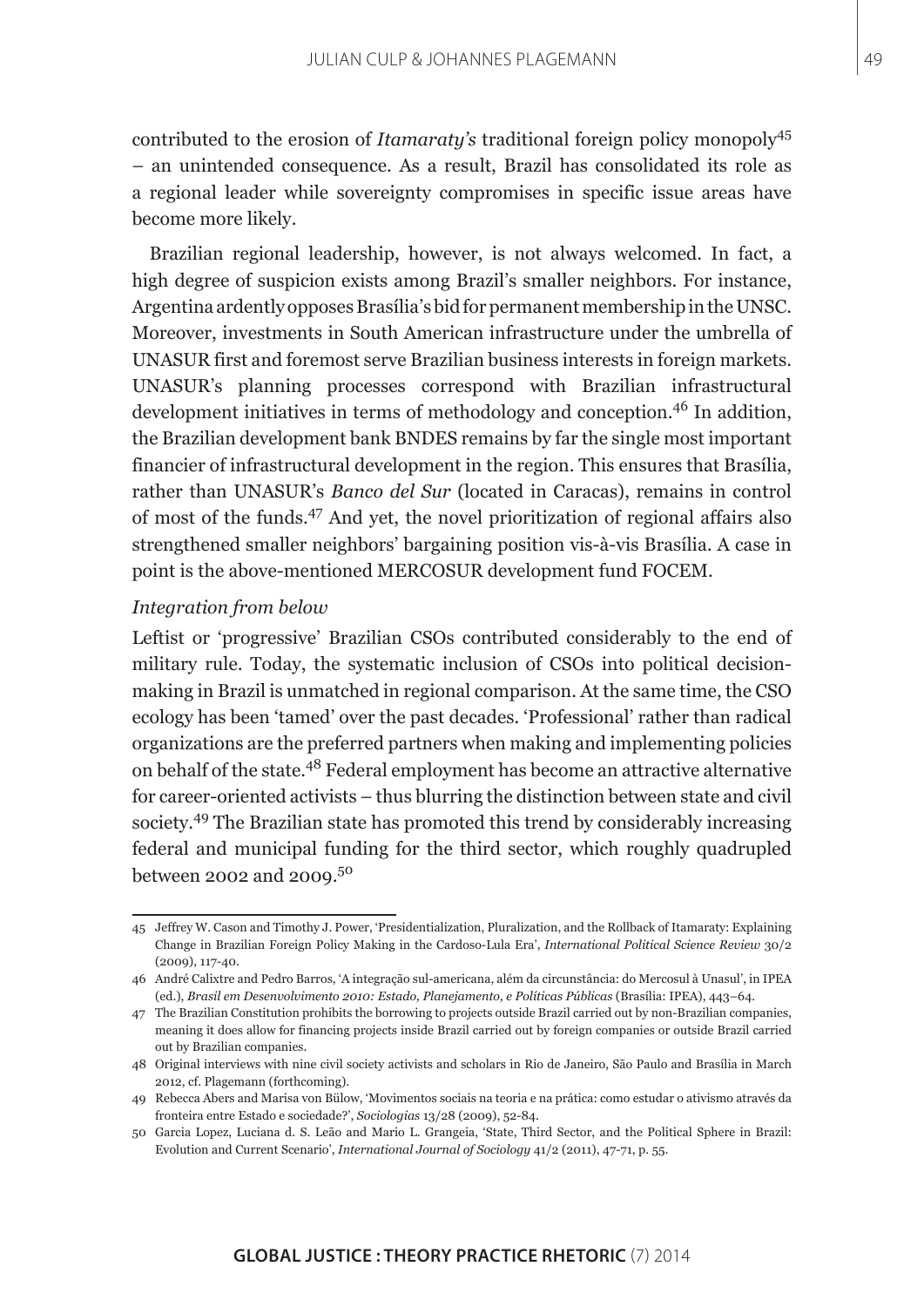contributed to the erosion of *Itamaraty's* traditional foreign policy monopoly[45] – an unintended consequence. As a result, Brazil has consolidated its role as a regional leader while sovereignty compromises in specific issue areas have become more likely.

Brazilian regional leadership, however, is not always welcomed. In fact, a high degree of suspicion exists among Brazil's smaller neighbors. For instance, Argentina ardently opposes Brasília's bid for permanent membership in the UNSC. Moreover, investments in South American infrastructure under the umbrella of UNASUR first and foremost serve Brazilian business interests in foreign markets. UNASUR's planning processes correspond with Brazilian infrastructural development initiatives in terms of methodology and conception.[46] In addition, the Brazilian development bank BNDES remains by far the single most important financier of infrastructural development in the region. This ensures that Brasília, rather than UNASUR's *Banco del Sur* (located in Caracas), remains in control of most of the funds.[47] And yet, the novel prioritization of regional affairs also strengthened smaller neighbors' bargaining position vis-à-vis Brasília. A case in point is the above-mentioned MERCOSUR development fund FOCEM.

*Integration from below*

Leftist or 'progressive' Brazilian CSOs contributed considerably to the end of military rule. Today, the systematic inclusion of CSOs into political decision-making in Brazil is unmatched in regional comparison. At the same time, the CSO ecology has been 'tamed' over the past decades. 'Professional' rather than radical organizations are the preferred partners when making and implementing policies on behalf of the state.[48] Federal employment has become an attractive alternative for career-oriented activists – thus blurring the distinction between state and civil society.[49] The Brazilian state has promoted this trend by considerably increasing federal and municipal funding for the third sector, which roughly quadrupled between 2002 and 2009.[50]

---

45 Jeffrey W. Cason and Timothy J. Power, 'Presidentialization, Pluralization, and the Rollback of Itamaraty: Explaining Change in Brazilian Foreign Policy Making in the Cardoso-Lula Era', *International Political Science Review* 30/2 (2009), 117-40.

46 André Calixtre and Pedro Barros, 'A integração sul-americana, além da circunstância: do Mercosul à Unasul', in IPEA (ed.), *Brasil em Desenvolvimento 2010: Estado, Planejamento, e Políticas Públicas* (Brasília: IPEA), 443–64.

47 The Brazilian Constitution prohibits the borrowing to projects outside Brazil carried out by non-Brazilian companies, meaning it does allow for financing projects inside Brazil carried out by foreign companies or outside Brazil carried out by Brazilian companies.

48 Original interviews with nine civil society activists and scholars in Rio de Janeiro, São Paulo and Brasília in March 2012, cf. Plagemann (forthcoming).

49 Rebecca Abers and Marisa von Bülow, 'Movimentos sociais na teoria e na prática: como estudar o ativismo através da fronteira entre Estado e sociedade?', *Sociologias* 13/28 (2009), 52-84.

50 Garcia Lopez, Luciana d. S. Leão and Mario L. Grangeia, 'State, Third Sector, and the Political Sphere in Brazil: Evolution and Current Scenario', *International Journal of Sociology* 41/2 (2011), 47-71, p. 55.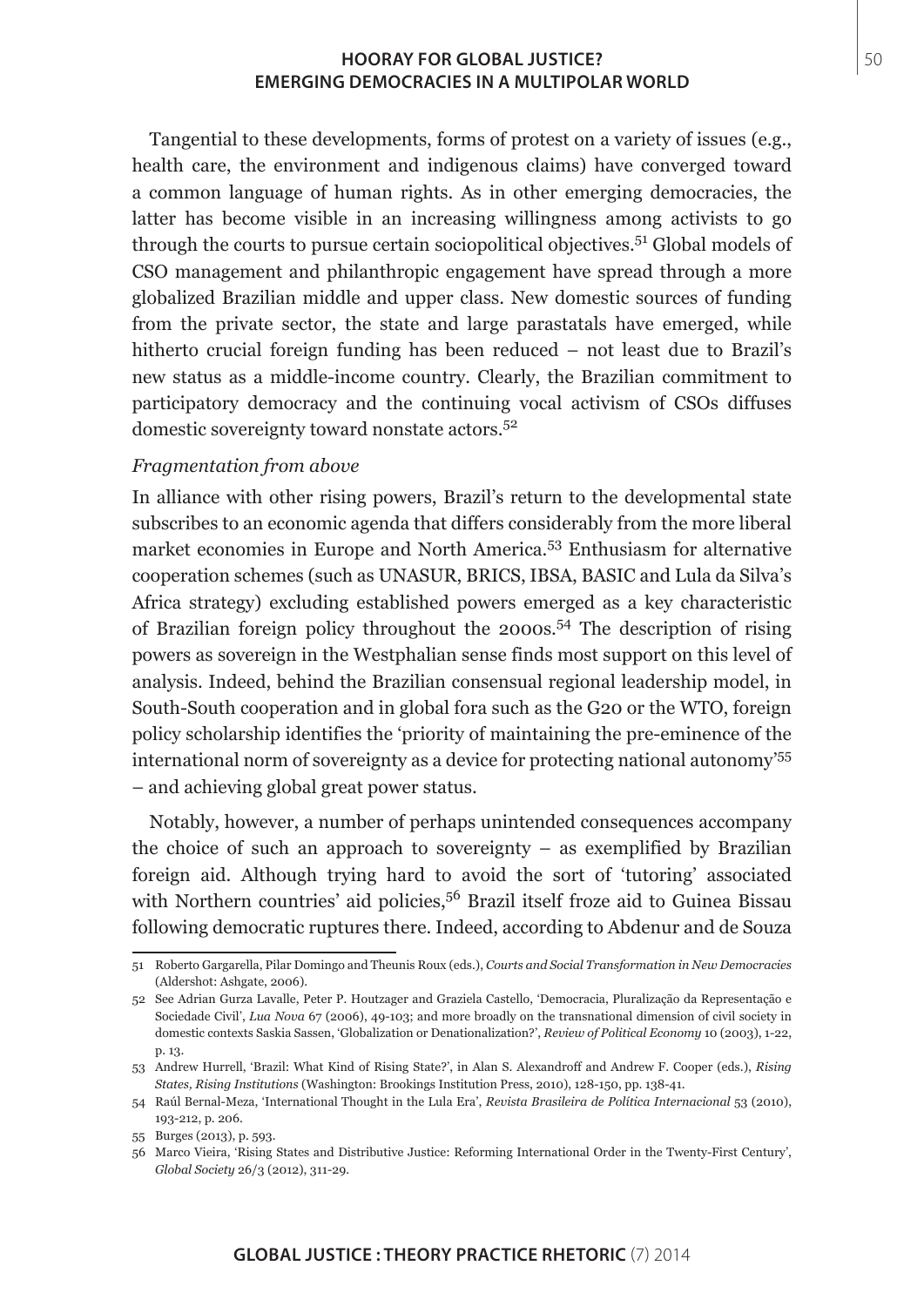Tangential to these developments, forms of protest on a variety of issues (e.g., health care, the environment and indigenous claims) have converged toward a common language of human rights. As in other emerging democracies, the latter has become visible in an increasing willingness among activists to go through the courts to pursue certain sociopolitical objectives.[51] Global models of CSO management and philanthropic engagement have spread through a more globalized Brazilian middle and upper class. New domestic sources of funding from the private sector, the state and large parastatals have emerged, while hitherto crucial foreign funding has been reduced – not least due to Brazil's new status as a middle-income country. Clearly, the Brazilian commitment to participatory democracy and the continuing vocal activism of CSOs diffuses domestic sovereignty toward nonstate actors.[52]

*Fragmentation from above*

In alliance with other rising powers, Brazil's return to the developmental state subscribes to an economic agenda that differs considerably from the more liberal market economies in Europe and North America.[53] Enthusiasm for alternative cooperation schemes (such as UNASUR, BRICS, IBSA, BASIC and Lula da Silva's Africa strategy) excluding established powers emerged as a key characteristic of Brazilian foreign policy throughout the 2000s.[54] The description of rising powers as sovereign in the Westphalian sense finds most support on this level of analysis. Indeed, behind the Brazilian consensual regional leadership model, in South-South cooperation and in global fora such as the G20 or the WTO, foreign policy scholarship identifies the 'priority of maintaining the pre-eminence of the international norm of sovereignty as a device for protecting national autonomy'[55] – and achieving global great power status.

Notably, however, a number of perhaps unintended consequences accompany the choice of such an approach to sovereignty – as exemplified by Brazilian foreign aid. Although trying hard to avoid the sort of 'tutoring' associated with Northern countries' aid policies,[56] Brazil itself froze aid to Guinea Bissau following democratic ruptures there. Indeed, according to Abdenur and de Souza

51 Roberto Gargarella, Pilar Domingo and Theunis Roux (eds.), *Courts and Social Transformation in New Democracies* (Aldershot: Ashgate, 2006).

52 See Adrian Gurza Lavalle, Peter P. Houtzager and Graziela Castello, 'Democracia, Pluralização da Representação e Sociedade Civil', *Lua Nova* 67 (2006), 49-103; and more broadly on the transnational dimension of civil society in domestic contexts Saskia Sassen, 'Globalization or Denationalization?', *Review of Political Economy* 10 (2003), 1-22, p. 13.

53 Andrew Hurrell, 'Brazil: What Kind of Rising State?', in Alan S. Alexandroff and Andrew F. Cooper (eds.), *Rising States, Rising Institutions* (Washington: Brookings Institution Press, 2010), 128-150, pp. 138-41.

54 Raúl Bernal-Meza, 'International Thought in the Lula Era', *Revista Brasileira de Política Internacional* 53 (2010), 193-212, p. 206.

55 Burges (2013), p. 593.

56 Marco Vieira, 'Rising States and Distributive Justice: Reforming International Order in the Twenty-First Century', *Global Society* 26/3 (2012), 311-29.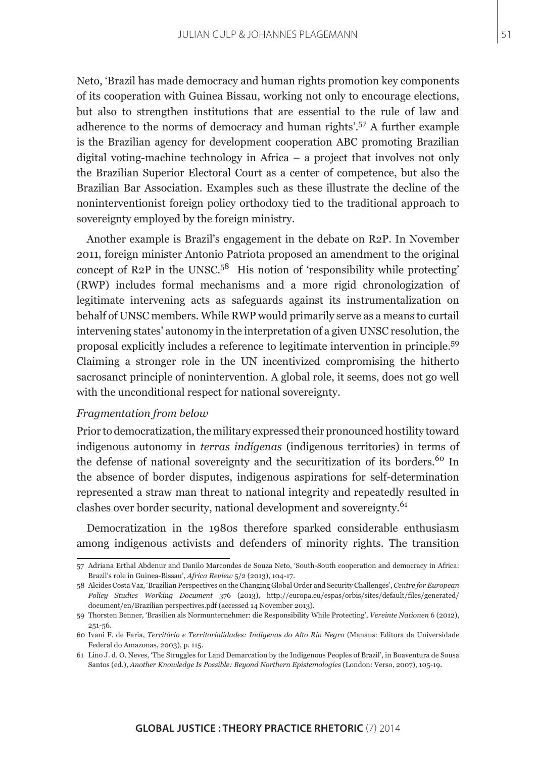Neto, 'Brazil has made democracy and human rights promotion key components of its cooperation with Guinea Bissau, working not only to encourage elections, but also to strengthen institutions that are essential to the rule of law and adherence to the norms of democracy and human rights'.[57] A further example is the Brazilian agency for development cooperation ABC promoting Brazilian digital voting-machine technology in Africa – a project that involves not only the Brazilian Superior Electoral Court as a center of competence, but also the Brazilian Bar Association. Examples such as these illustrate the decline of the noninterventionist foreign policy orthodoxy tied to the traditional approach to sovereignty employed by the foreign ministry.

Another example is Brazil's engagement in the debate on R2P. In November 2011, foreign minister Antonio Patriota proposed an amendment to the original concept of R2P in the UNSC.[58] His notion of 'responsibility while protecting' (RWP) includes formal mechanisms and a more rigid chronologization of legitimate intervening acts as safeguards against its instrumentalization on behalf of UNSC members. While RWP would primarily serve as a means to curtail intervening states' autonomy in the interpretation of a given UNSC resolution, the proposal explicitly includes a reference to legitimate intervention in principle.[59] Claiming a stronger role in the UN incentivized compromising the hitherto sacrosanct principle of nonintervention. A global role, it seems, does not go well with the unconditional respect for national sovereignty.

*Fragmentation from below*

Prior to democratization, the military expressed their pronounced hostility toward indigenous autonomy in *terras indígenas* (indigenous territories) in terms of the defense of national sovereignty and the securitization of its borders.[60] In the absence of border disputes, indigenous aspirations for self-determination represented a straw man threat to national integrity and repeatedly resulted in clashes over border security, national development and sovereignty.[61]

Democratization in the 1980s therefore sparked considerable enthusiasm among indigenous activists and defenders of minority rights. The transition

---

57 Adriana Erthal Abdenur and Danilo Marcondes de Souza Neto, 'South-South cooperation and democracy in Africa: Brazil's role in Guinea-Bissau', *Africa Review* 5/2 (2013), 104-17.

58 Alcides Costa Vaz, 'Brazilian Perspectives on the Changing Global Order and Security Challenges', *Centre for European Policy Studies Working Document* 376 (2013), http://europa.eu/espas/orbis/sites/default/files/generated/document/en/Brazilian perspectives.pdf (accessed 14 November 2013).

59 Thorsten Benner, 'Brasilien als Normunternehmer: die Responsibility While Protecting', *Vereinte Nationen* 6 (2012), 251-56.

60 Ivani F. de Faria, *Território e Territorialidades: Indígenas do Alto Rio Negro* (Manaus: Editora da Universidade Federal do Amazonas, 2003), p. 115.

61 Lino J. d. O. Neves, 'The Struggles for Land Demarcation by the Indigenous Peoples of Brazil', in Boaventura de Sousa Santos (ed.), *Another Knowledge Is Possible: Beyond Northern Epistemologies* (London: Verso, 2007), 105-19.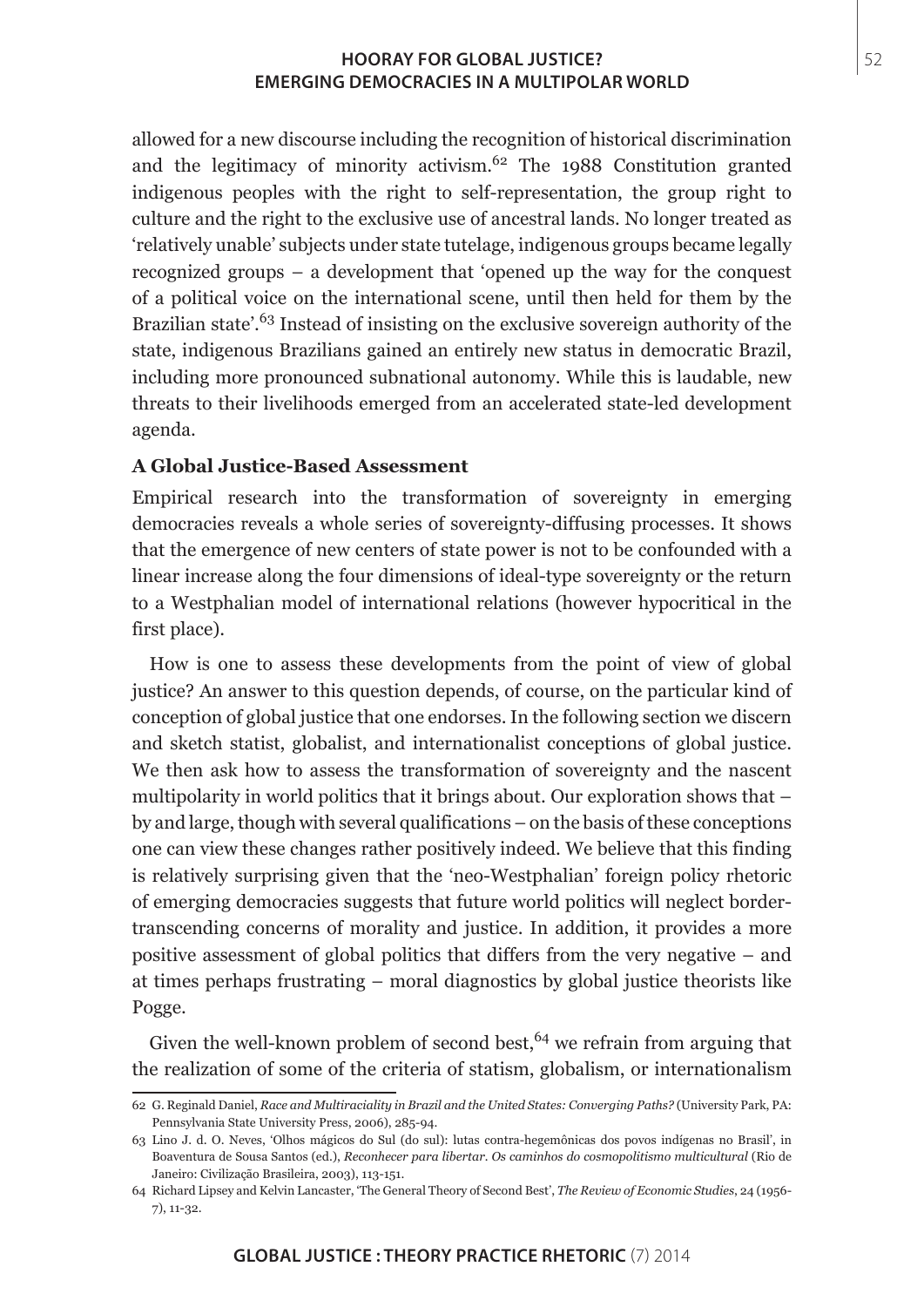allowed for a new discourse including the recognition of historical discrimination and the legitimacy of minority activism.[62] The 1988 Constitution granted indigenous peoples with the right to self-representation, the group right to culture and the right to the exclusive use of ancestral lands. No longer treated as 'relatively unable' subjects under state tutelage, indigenous groups became legally recognized groups – a development that 'opened up the way for the conquest of a political voice on the international scene, until then held for them by the Brazilian state'.[63] Instead of insisting on the exclusive sovereign authority of the state, indigenous Brazilians gained an entirely new status in democratic Brazil, including more pronounced subnational autonomy. While this is laudable, new threats to their livelihoods emerged from an accelerated state-led development agenda.

**A Global Justice-Based Assessment**

Empirical research into the transformation of sovereignty in emerging democracies reveals a whole series of sovereignty-diffusing processes. It shows that the emergence of new centers of state power is not to be confounded with a linear increase along the four dimensions of ideal-type sovereignty or the return to a Westphalian model of international relations (however hypocritical in the first place).

How is one to assess these developments from the point of view of global justice? An answer to this question depends, of course, on the particular kind of conception of global justice that one endorses. In the following section we discern and sketch statist, globalist, and internationalist conceptions of global justice. We then ask how to assess the transformation of sovereignty and the nascent multipolarity in world politics that it brings about. Our exploration shows that – by and large, though with several qualifications – on the basis of these conceptions one can view these changes rather positively indeed. We believe that this finding is relatively surprising given that the 'neo-Westphalian' foreign policy rhetoric of emerging democracies suggests that future world politics will neglect border-transcending concerns of morality and justice. In addition, it provides a more positive assessment of global politics that differs from the very negative – and at times perhaps frustrating – moral diagnostics by global justice theorists like Pogge.

Given the well-known problem of second best,[64] we refrain from arguing that the realization of some of the criteria of statism, globalism, or internationalism

---

62 G. Reginald Daniel, *Race and Multiraciality in Brazil and the United States: Converging Paths?* (University Park, PA: Pennsylvania State University Press, 2006), 285-94.

63 Lino J. d. O. Neves, 'Olhos mágicos do Sul (do sul): lutas contra-hegemônicas dos povos indígenas no Brasil', in Boaventura de Sousa Santos (ed.), *Reconhecer para libertar. Os caminhos do cosmopolitismo multicultural* (Rio de Janeiro: Civilização Brasileira, 2003), 113-151.

64 Richard Lipsey and Kelvin Lancaster, 'The General Theory of Second Best', *The Review of Economic Studies*, 24 (1956-7), 11-32.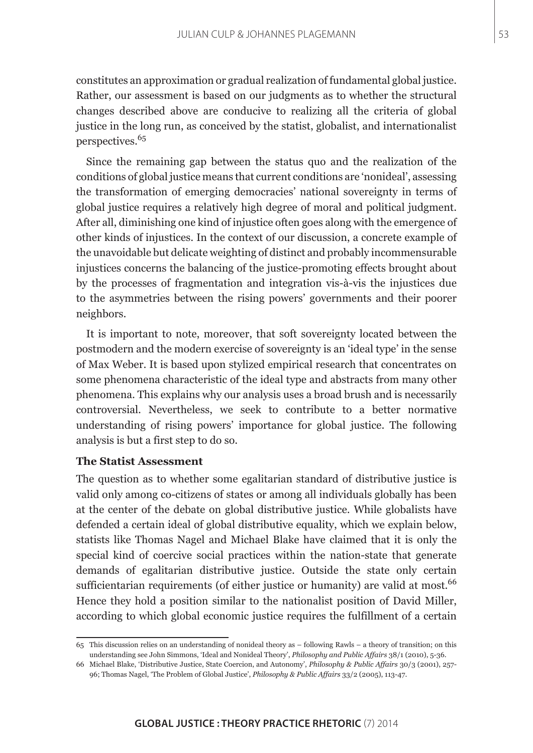constitutes an approximation or gradual realization of fundamental global justice. Rather, our assessment is based on our judgments as to whether the structural changes described above are conducive to realizing all the criteria of global justice in the long run, as conceived by the statist, globalist, and internationalist perspectives.[65]

Since the remaining gap between the status quo and the realization of the conditions of global justice means that current conditions are 'nonideal', assessing the transformation of emerging democracies' national sovereignty in terms of global justice requires a relatively high degree of moral and political judgment. After all, diminishing one kind of injustice often goes along with the emergence of other kinds of injustices. In the context of our discussion, a concrete example of the unavoidable but delicate weighting of distinct and probably incommensurable injustices concerns the balancing of the justice-promoting effects brought about by the processes of fragmentation and integration vis-à-vis the injustices due to the asymmetries between the rising powers' governments and their poorer neighbors.

It is important to note, moreover, that soft sovereignty located between the postmodern and the modern exercise of sovereignty is an 'ideal type' in the sense of Max Weber. It is based upon stylized empirical research that concentrates on some phenomena characteristic of the ideal type and abstracts from many other phenomena. This explains why our analysis uses a broad brush and is necessarily controversial. Nevertheless, we seek to contribute to a better normative understanding of rising powers' importance for global justice. The following analysis is but a first step to do so.

### The Statist Assessment

The question as to whether some egalitarian standard of distributive justice is valid only among co-citizens of states or among all individuals globally has been at the center of the debate on global distributive justice. While globalists have defended a certain ideal of global distributive equality, which we explain below, statists like Thomas Nagel and Michael Blake have claimed that it is only the special kind of coercive social practices within the nation-state that generate demands of egalitarian distributive justice. Outside the state only certain sufficientarian requirements (of either justice or humanity) are valid at most.[66] Hence they hold a position similar to the nationalist position of David Miller, according to which global economic justice requires the fulfillment of a certain

---

65 This discussion relies on an understanding of nonideal theory as – following Rawls – a theory of transition; on this understanding see John Simmons, 'Ideal and Nonideal Theory', *Philosophy and Public Affairs* 38/1 (2010), 5-36.

66 Michael Blake, 'Distributive Justice, State Coercion, and Autonomy', *Philosophy & Public Affairs* 30/3 (2001), 257-96; Thomas Nagel, 'The Problem of Global Justice', *Philosophy & Public Affairs* 33/2 (2005), 113-47.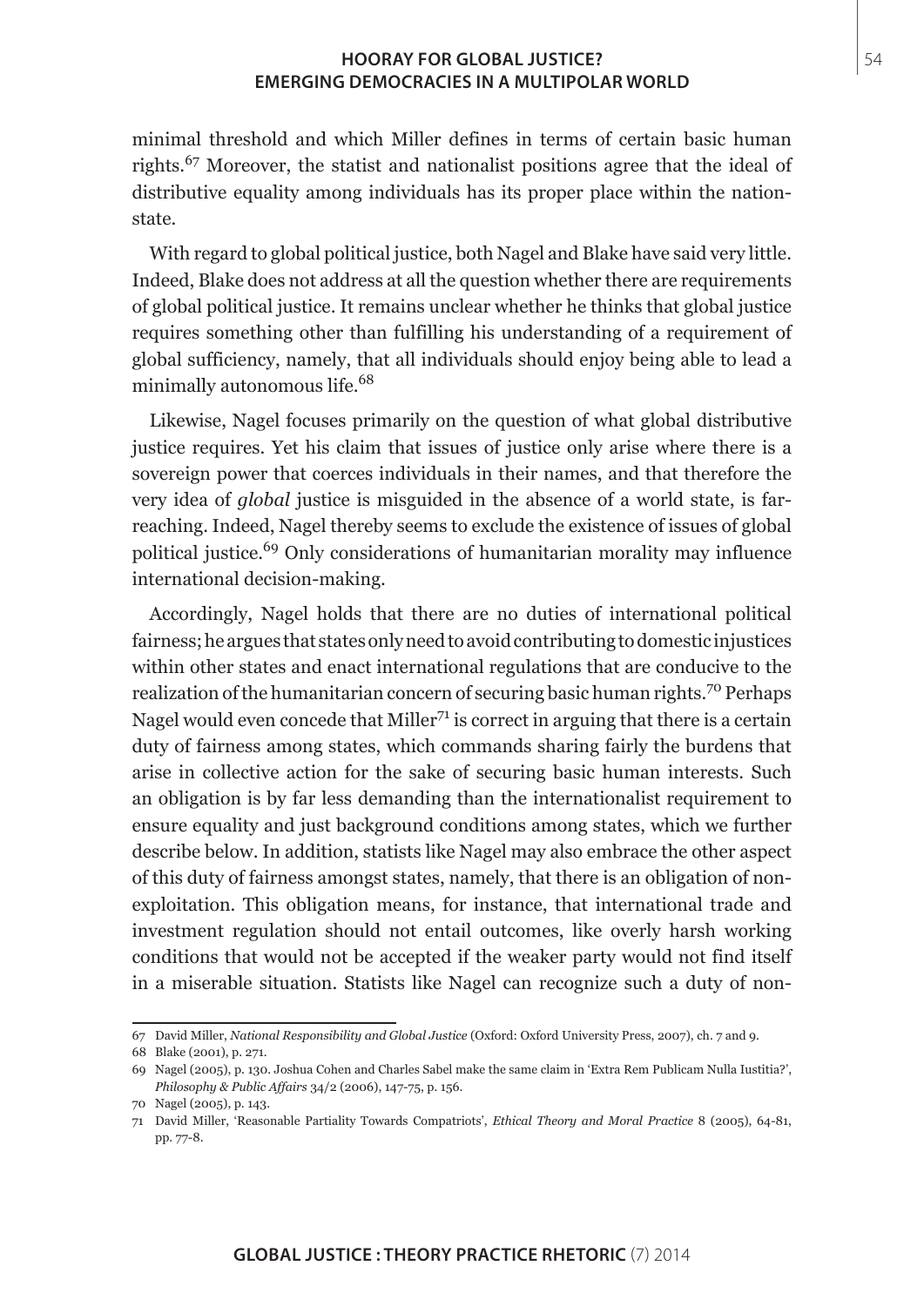minimal threshold and which Miller defines in terms of certain basic human rights.[67] Moreover, the statist and nationalist positions agree that the ideal of distributive equality among individuals has its proper place within the nation-state.

With regard to global political justice, both Nagel and Blake have said very little. Indeed, Blake does not address at all the question whether there are requirements of global political justice. It remains unclear whether he thinks that global justice requires something other than fulfilling his understanding of a requirement of global sufficiency, namely, that all individuals should enjoy being able to lead a minimally autonomous life.[68]

Likewise, Nagel focuses primarily on the question of what global distributive justice requires. Yet his claim that issues of justice only arise where there is a sovereign power that coerces individuals in their names, and that therefore the very idea of *global* justice is misguided in the absence of a world state, is far-reaching. Indeed, Nagel thereby seems to exclude the existence of issues of global political justice.[69] Only considerations of humanitarian morality may influence international decision-making.

Accordingly, Nagel holds that there are no duties of international political fairness; he argues that states only need to avoid contributing to domestic injustices within other states and enact international regulations that are conducive to the realization of the humanitarian concern of securing basic human rights.[70] Perhaps Nagel would even concede that Miller[71] is correct in arguing that there is a certain duty of fairness among states, which commands sharing fairly the burdens that arise in collective action for the sake of securing basic human interests. Such an obligation is by far less demanding than the internationalist requirement to ensure equality and just background conditions among states, which we further describe below. In addition, statists like Nagel may also embrace the other aspect of this duty of fairness amongst states, namely, that there is an obligation of non-exploitation. This obligation means, for instance, that international trade and investment regulation should not entail outcomes, like overly harsh working conditions that would not be accepted if the weaker party would not find itself in a miserable situation. Statists like Nagel can recognize such a duty of non-

---

67 David Miller, *National Responsibility and Global Justice* (Oxford: Oxford University Press, 2007), ch. 7 and 9.

68 Blake (2001), p. 271.

69 Nagel (2005), p. 130. Joshua Cohen and Charles Sabel make the same claim in 'Extra Rem Publicam Nulla Iustitia?', *Philosophy & Public Affairs* 34/2 (2006), 147-75, p. 156.

70 Nagel (2005), p. 143.

71 David Miller, 'Reasonable Partiality Towards Compatriots', *Ethical Theory and Moral Practice* 8 (2005), 64-81, pp. 77-8.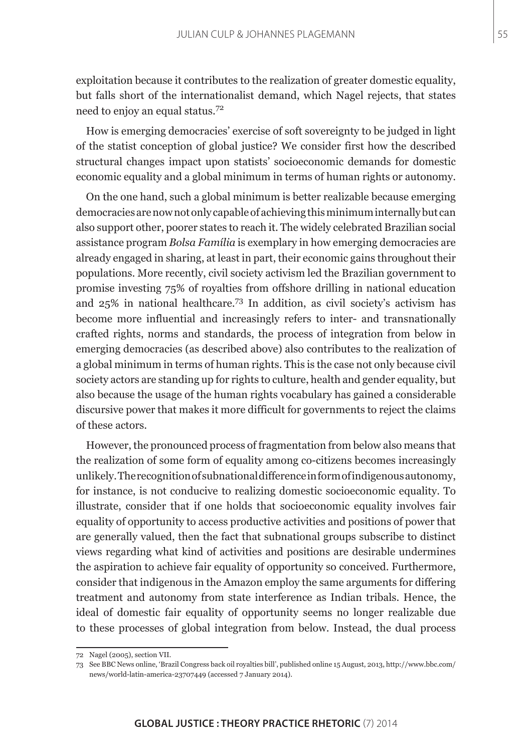exploitation because it contributes to the realization of greater domestic equality, but falls short of the internationalist demand, which Nagel rejects, that states need to enjoy an equal status.[72]

How is emerging democracies' exercise of soft sovereignty to be judged in light of the statist conception of global justice? We consider first how the described structural changes impact upon statists' socioeconomic demands for domestic economic equality and a global minimum in terms of human rights or autonomy.

On the one hand, such a global minimum is better realizable because emerging democracies are now not only capable of achieving this minimum internally but can also support other, poorer states to reach it. The widely celebrated Brazilian social assistance program *Bolsa Família* is exemplary in how emerging democracies are already engaged in sharing, at least in part, their economic gains throughout their populations. More recently, civil society activism led the Brazilian government to promise investing 75% of royalties from offshore drilling in national education and 25% in national healthcare.[73] In addition, as civil society's activism has become more influential and increasingly refers to inter- and transnationally crafted rights, norms and standards, the process of integration from below in emerging democracies (as described above) also contributes to the realization of a global minimum in terms of human rights. This is the case not only because civil society actors are standing up for rights to culture, health and gender equality, but also because the usage of the human rights vocabulary has gained a considerable discursive power that makes it more difficult for governments to reject the claims of these actors.

However, the pronounced process of fragmentation from below also means that the realization of some form of equality among co-citizens becomes increasingly unlikely. The recognition of subnational difference in form of indigenous autonomy, for instance, is not conducive to realizing domestic socioeconomic equality. To illustrate, consider that if one holds that socioeconomic equality involves fair equality of opportunity to access productive activities and positions of power that are generally valued, then the fact that subnational groups subscribe to distinct views regarding what kind of activities and positions are desirable undermines the aspiration to achieve fair equality of opportunity so conceived. Furthermore, consider that indigenous in the Amazon employ the same arguments for differing treatment and autonomy from state interference as Indian tribals. Hence, the ideal of domestic fair equality of opportunity seems no longer realizable due to these processes of global integration from below. Instead, the dual process

---

72 Nagel (2005), section VII.

73 See BBC News online, 'Brazil Congress back oil royalties bill', published online 15 August, 2013, http://www.bbc.com/news/world-latin-america-23707449 (accessed 7 January 2014).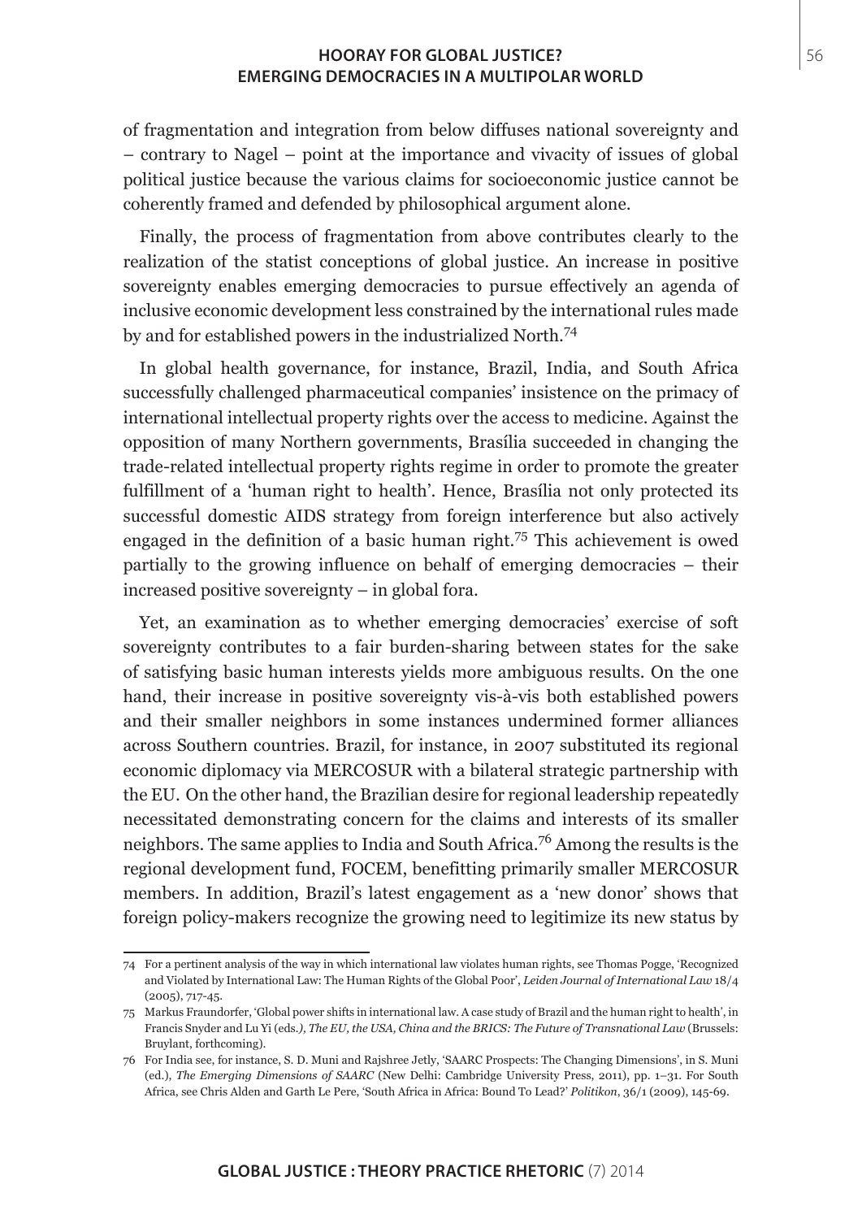of fragmentation and integration from below diffuses national sovereignty and – contrary to Nagel – point at the importance and vivacity of issues of global political justice because the various claims for socioeconomic justice cannot be coherently framed and defended by philosophical argument alone.

Finally, the process of fragmentation from above contributes clearly to the realization of the statist conceptions of global justice. An increase in positive sovereignty enables emerging democracies to pursue effectively an agenda of inclusive economic development less constrained by the international rules made by and for established powers in the industrialized North.[74]

In global health governance, for instance, Brazil, India, and South Africa successfully challenged pharmaceutical companies' insistence on the primacy of international intellectual property rights over the access to medicine. Against the opposition of many Northern governments, Brasília succeeded in changing the trade-related intellectual property rights regime in order to promote the greater fulfillment of a 'human right to health'. Hence, Brasília not only protected its successful domestic AIDS strategy from foreign interference but also actively engaged in the definition of a basic human right.[75] This achievement is owed partially to the growing influence on behalf of emerging democracies – their increased positive sovereignty – in global fora.

Yet, an examination as to whether emerging democracies' exercise of soft sovereignty contributes to a fair burden-sharing between states for the sake of satisfying basic human interests yields more ambiguous results. On the one hand, their increase in positive sovereignty vis-à-vis both established powers and their smaller neighbors in some instances undermined former alliances across Southern countries. Brazil, for instance, in 2007 substituted its regional economic diplomacy via MERCOSUR with a bilateral strategic partnership with the EU. On the other hand, the Brazilian desire for regional leadership repeatedly necessitated demonstrating concern for the claims and interests of its smaller neighbors. The same applies to India and South Africa.[76] Among the results is the regional development fund, FOCEM, benefitting primarily smaller MERCOSUR members. In addition, Brazil's latest engagement as a 'new donor' shows that foreign policy-makers recognize the growing need to legitimize its new status by

---

74 For a pertinent analysis of the way in which international law violates human rights, see Thomas Pogge, 'Recognized and Violated by International Law: The Human Rights of the Global Poor', *Leiden Journal of International Law* 18/4 (2005), 717-45.

75 Markus Fraundorfer, 'Global power shifts in international law. A case study of Brazil and the human right to health', in Francis Snyder and Lu Yi (eds*.), The EU, the USA, China and the BRICS: The Future of Transnational Law* (Brussels: Bruylant, forthcoming).

76 For India see, for instance, S. D. Muni and Rajshree Jetly, 'SAARC Prospects: The Changing Dimensions', in S. Muni (ed.), *The Emerging Dimensions of SAARC* (New Delhi: Cambridge University Press, 2011), pp. 1–31. For South Africa, see Chris Alden and Garth Le Pere, 'South Africa in Africa: Bound To Lead?' *Politikon*, 36/1 (2009), 145-69.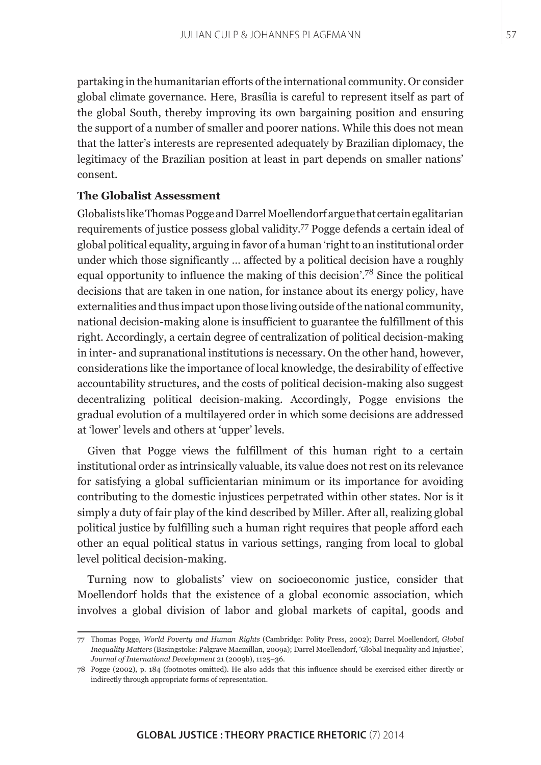partaking in the humanitarian efforts of the international community. Or consider global climate governance. Here, Brasília is careful to represent itself as part of the global South, thereby improving its own bargaining position and ensuring the support of a number of smaller and poorer nations. While this does not mean that the latter's interests are represented adequately by Brazilian diplomacy, the legitimacy of the Brazilian position at least in part depends on smaller nations' consent.

### The Globalist Assessment

Globalists like Thomas Pogge and Darrel Moellendorf argue that certain egalitarian requirements of justice possess global validity.[77] Pogge defends a certain ideal of global political equality, arguing in favor of a human 'right to an institutional order under which those significantly … affected by a political decision have a roughly equal opportunity to influence the making of this decision'.[78] Since the political decisions that are taken in one nation, for instance about its energy policy, have externalities and thus impact upon those living outside of the national community, national decision-making alone is insufficient to guarantee the fulfillment of this right. Accordingly, a certain degree of centralization of political decision-making in inter- and supranational institutions is necessary. On the other hand, however, considerations like the importance of local knowledge, the desirability of effective accountability structures, and the costs of political decision-making also suggest decentralizing political decision-making. Accordingly, Pogge envisions the gradual evolution of a multilayered order in which some decisions are addressed at 'lower' levels and others at 'upper' levels.

Given that Pogge views the fulfillment of this human right to a certain institutional order as intrinsically valuable, its value does not rest on its relevance for satisfying a global sufficientarian minimum or its importance for avoiding contributing to the domestic injustices perpetrated within other states. Nor is it simply a duty of fair play of the kind described by Miller. After all, realizing global political justice by fulfilling such a human right requires that people afford each other an equal political status in various settings, ranging from local to global level political decision-making.

Turning now to globalists' view on socioeconomic justice, consider that Moellendorf holds that the existence of a global economic association, which involves a global division of labor and global markets of capital, goods and

---

77 Thomas Pogge, *World Poverty and Human Rights* (Cambridge: Polity Press, 2002); Darrel Moellendorf, *Global Inequality Matters* (Basingstoke: Palgrave Macmillan, 2009a); Darrel Moellendorf, 'Global Inequality and Injustice', *Journal of International Development* 21 (2009b), 1125–36.

78 Pogge (2002), p. 184 (footnotes omitted). He also adds that this influence should be exercised either directly or indirectly through appropriate forms of representation.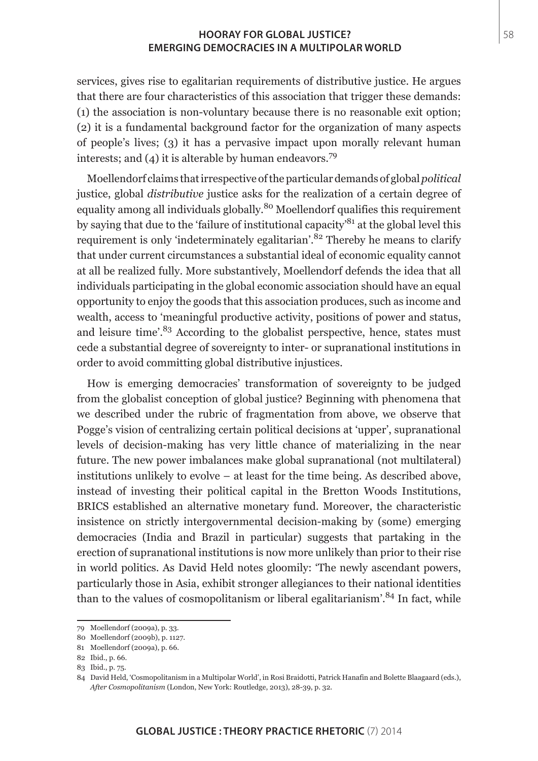services, gives rise to egalitarian requirements of distributive justice. He argues that there are four characteristics of this association that trigger these demands: (1) the association is non-voluntary because there is no reasonable exit option; (2) it is a fundamental background factor for the organization of many aspects of people's lives; (3) it has a pervasive impact upon morally relevant human interests; and (4) it is alterable by human endeavors.[79]

Moellendorf claims that irrespective of the particular demands of global *political* justice, global *distributive* justice asks for the realization of a certain degree of equality among all individuals globally.[80] Moellendorf qualifies this requirement by saying that due to the 'failure of institutional capacity'[81] at the global level this requirement is only 'indeterminately egalitarian'.[82] Thereby he means to clarify that under current circumstances a substantial ideal of economic equality cannot at all be realized fully. More substantively, Moellendorf defends the idea that all individuals participating in the global economic association should have an equal opportunity to enjoy the goods that this association produces, such as income and wealth, access to 'meaningful productive activity, positions of power and status, and leisure time'.[83] According to the globalist perspective, hence, states must cede a substantial degree of sovereignty to inter- or supranational institutions in order to avoid committing global distributive injustices.

How is emerging democracies' transformation of sovereignty to be judged from the globalist conception of global justice? Beginning with phenomena that we described under the rubric of fragmentation from above, we observe that Pogge's vision of centralizing certain political decisions at 'upper', supranational levels of decision-making has very little chance of materializing in the near future. The new power imbalances make global supranational (not multilateral) institutions unlikely to evolve – at least for the time being. As described above, instead of investing their political capital in the Bretton Woods Institutions, BRICS established an alternative monetary fund. Moreover, the characteristic insistence on strictly intergovernmental decision-making by (some) emerging democracies (India and Brazil in particular) suggests that partaking in the erection of supranational institutions is now more unlikely than prior to their rise in world politics. As David Held notes gloomily: 'The newly ascendant powers, particularly those in Asia, exhibit stronger allegiances to their national identities than to the values of cosmopolitanism or liberal egalitarianism'.[84] In fact, while

---

79 Moellendorf (2009a), p. 33.

80 Moellendorf (2009b), p. 1127.

81 Moellendorf (2009a), p. 66.

82 Ibid., p. 66.

83 Ibid., p. 75.

84 David Held, 'Cosmopolitanism in a Multipolar World', in Rosi Braidotti, Patrick Hanafin and Bolette Blaagaard (eds.), *After Cosmopolitanism* (London, New York: Routledge, 2013), 28-39, p. 32.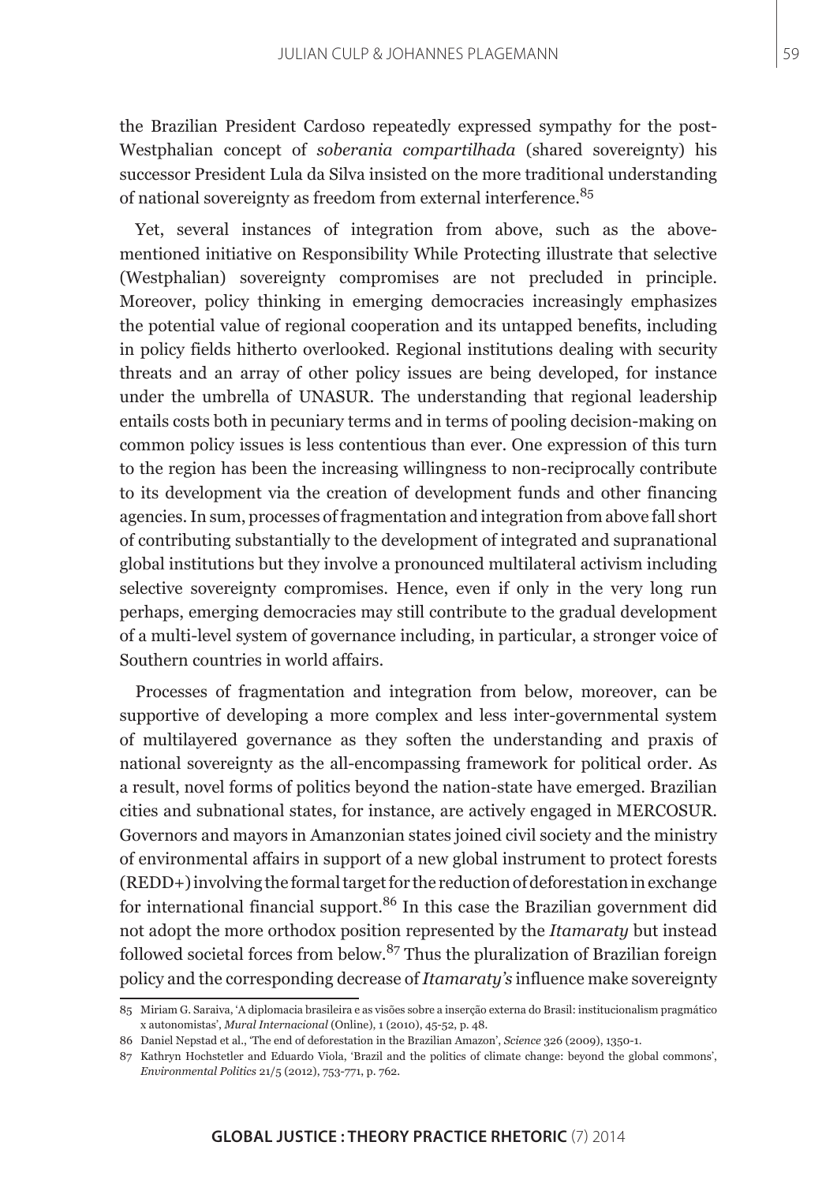the Brazilian President Cardoso repeatedly expressed sympathy for the post-Westphalian concept of *soberania compartilhada* (shared sovereignty) his successor President Lula da Silva insisted on the more traditional understanding of national sovereignty as freedom from external interference.[85]

Yet, several instances of integration from above, such as the above-mentioned initiative on Responsibility While Protecting illustrate that selective (Westphalian) sovereignty compromises are not precluded in principle. Moreover, policy thinking in emerging democracies increasingly emphasizes the potential value of regional cooperation and its untapped benefits, including in policy fields hitherto overlooked. Regional institutions dealing with security threats and an array of other policy issues are being developed, for instance under the umbrella of UNASUR. The understanding that regional leadership entails costs both in pecuniary terms and in terms of pooling decision-making on common policy issues is less contentious than ever. One expression of this turn to the region has been the increasing willingness to non-reciprocally contribute to its development via the creation of development funds and other financing agencies. In sum, processes of fragmentation and integration from above fall short of contributing substantially to the development of integrated and supranational global institutions but they involve a pronounced multilateral activism including selective sovereignty compromises. Hence, even if only in the very long run perhaps, emerging democracies may still contribute to the gradual development of a multi-level system of governance including, in particular, a stronger voice of Southern countries in world affairs.

Processes of fragmentation and integration from below, moreover, can be supportive of developing a more complex and less inter-governmental system of multilayered governance as they soften the understanding and praxis of national sovereignty as the all-encompassing framework for political order. As a result, novel forms of politics beyond the nation-state have emerged. Brazilian cities and subnational states, for instance, are actively engaged in MERCOSUR. Governors and mayors in Amanzonian states joined civil society and the ministry of environmental affairs in support of a new global instrument to protect forests (REDD+) involving the formal target for the reduction of deforestation in exchange for international financial support.[86] In this case the Brazilian government did not adopt the more orthodox position represented by the *Itamaraty* but instead followed societal forces from below.[87] Thus the pluralization of Brazilian foreign policy and the corresponding decrease of *Itamaraty's* influence make sovereignty

---

85 Miriam G. Saraiva, 'A diplomacia brasileira e as visões sobre a inserção externa do Brasil: institucionalism pragmático x autonomistas', *Mural Internacional* (Online), 1 (2010), 45-52, p. 48.

86 Daniel Nepstad et al., 'The end of deforestation in the Brazilian Amazon', *Science* 326 (2009), 1350-1.

87 Kathryn Hochstetler and Eduardo Viola, 'Brazil and the politics of climate change: beyond the global commons', *Environmental Politics* 21/5 (2012), 753-771, p. 762.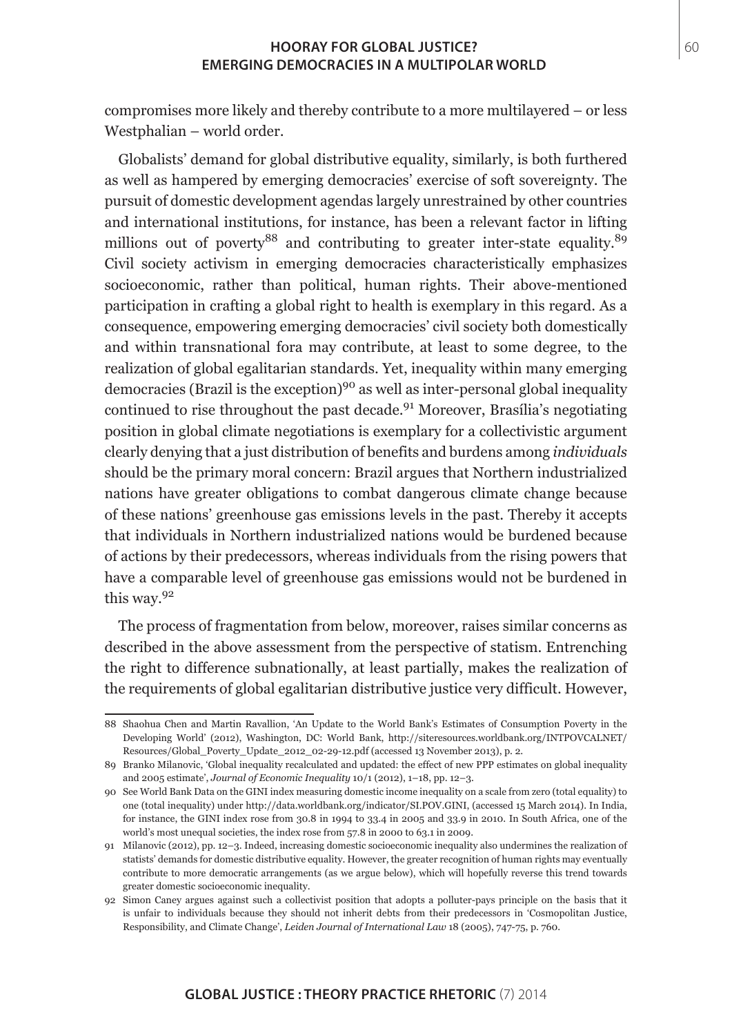compromises more likely and thereby contribute to a more multilayered – or less Westphalian – world order.

Globalists' demand for global distributive equality, similarly, is both furthered as well as hampered by emerging democracies' exercise of soft sovereignty. The pursuit of domestic development agendas largely unrestrained by other countries and international institutions, for instance, has been a relevant factor in lifting millions out of poverty[88] and contributing to greater inter-state equality.[89] Civil society activism in emerging democracies characteristically emphasizes socioeconomic, rather than political, human rights. Their above-mentioned participation in crafting a global right to health is exemplary in this regard. As a consequence, empowering emerging democracies' civil society both domestically and within transnational fora may contribute, at least to some degree, to the realization of global egalitarian standards. Yet, inequality within many emerging democracies (Brazil is the exception)[90] as well as inter-personal global inequality continued to rise throughout the past decade.[91] Moreover, Brasília's negotiating position in global climate negotiations is exemplary for a collectivistic argument clearly denying that a just distribution of benefits and burdens among *individuals* should be the primary moral concern: Brazil argues that Northern industrialized nations have greater obligations to combat dangerous climate change because of these nations' greenhouse gas emissions levels in the past. Thereby it accepts that individuals in Northern industrialized nations would be burdened because of actions by their predecessors, whereas individuals from the rising powers that have a comparable level of greenhouse gas emissions would not be burdened in this way.[92]

The process of fragmentation from below, moreover, raises similar concerns as described in the above assessment from the perspective of statism. Entrenching the right to difference subnationally, at least partially, makes the realization of the requirements of global egalitarian distributive justice very difficult. However,

---

88 Shaohua Chen and Martin Ravallion, 'An Update to the World Bank's Estimates of Consumption Poverty in the Developing World' (2012), Washington, DC: World Bank, http://siteresources.worldbank.org/INTPOVCALNET/Resources/Global_Poverty_Update_2012_02-29-12.pdf (accessed 13 November 2013), p. 2.

89 Branko Milanovic, 'Global inequality recalculated and updated: the effect of new PPP estimates on global inequality and 2005 estimate', *Journal of Economic Inequality* 10/1 (2012), 1–18, pp. 12–3.

90 See World Bank Data on the GINI index measuring domestic income inequality on a scale from zero (total equality) to one (total inequality) under http://data.worldbank.org/indicator/SI.POV.GINI, (accessed 15 March 2014). In India, for instance, the GINI index rose from 30.8 in 1994 to 33.4 in 2005 and 33.9 in 2010. In South Africa, one of the world's most unequal societies, the index rose from 57.8 in 2000 to 63.1 in 2009.

91 Milanovic (2012), pp. 12–3. Indeed, increasing domestic socioeconomic inequality also undermines the realization of statists' demands for domestic distributive equality. However, the greater recognition of human rights may eventually contribute to more democratic arrangements (as we argue below), which will hopefully reverse this trend towards greater domestic socioeconomic inequality.

92 Simon Caney argues against such a collectivist position that adopts a polluter-pays principle on the basis that it is unfair to individuals because they should not inherit debts from their predecessors in 'Cosmopolitan Justice, Responsibility, and Climate Change', *Leiden Journal of International Law* 18 (2005), 747-75, p. 760.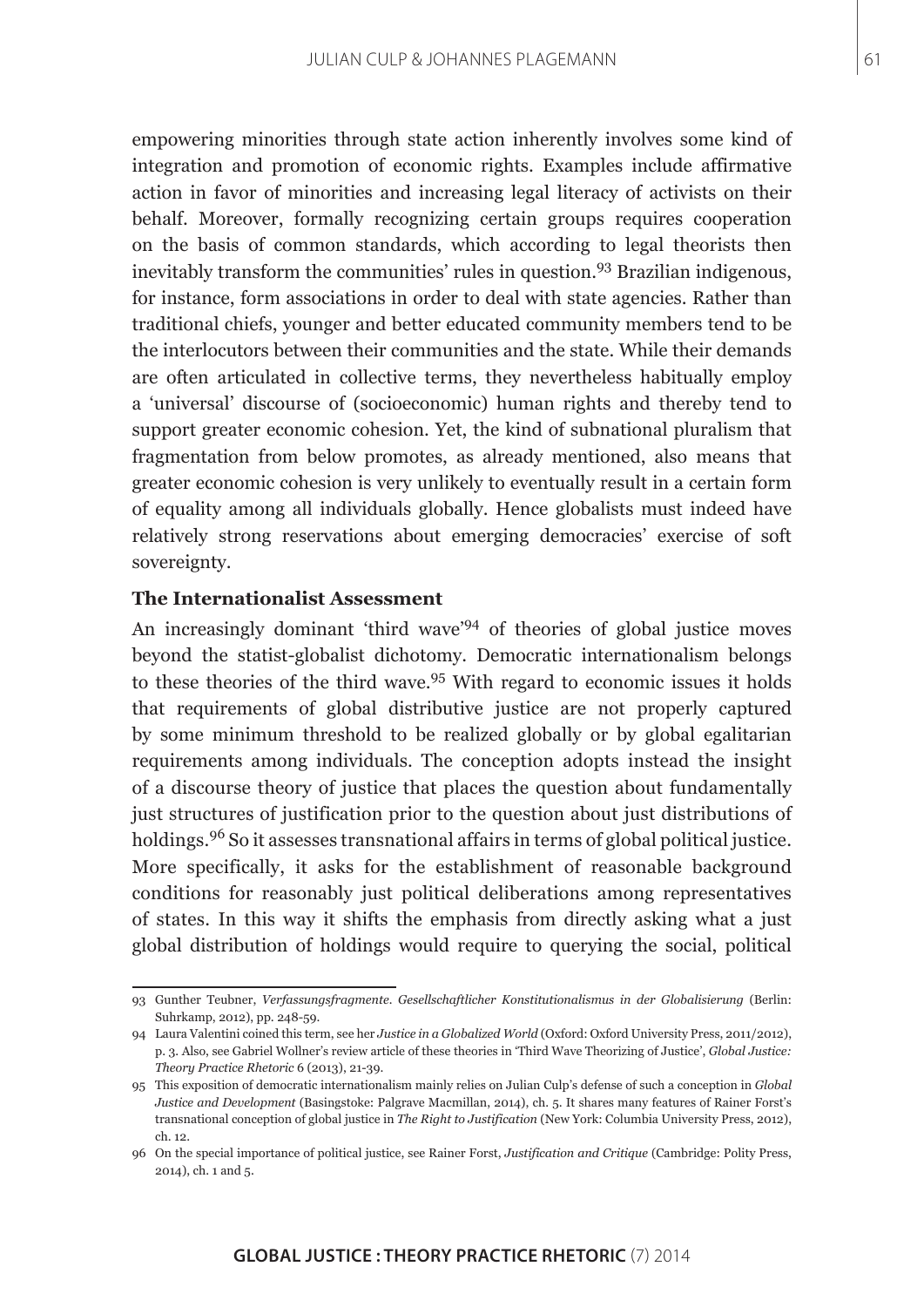empowering minorities through state action inherently involves some kind of integration and promotion of economic rights. Examples include affirmative action in favor of minorities and increasing legal literacy of activists on their behalf. Moreover, formally recognizing certain groups requires cooperation on the basis of common standards, which according to legal theorists then inevitably transform the communities' rules in question.[93] Brazilian indigenous, for instance, form associations in order to deal with state agencies. Rather than traditional chiefs, younger and better educated community members tend to be the interlocutors between their communities and the state. While their demands are often articulated in collective terms, they nevertheless habitually employ a 'universal' discourse of (socioeconomic) human rights and thereby tend to support greater economic cohesion. Yet, the kind of subnational pluralism that fragmentation from below promotes, as already mentioned, also means that greater economic cohesion is very unlikely to eventually result in a certain form of equality among all individuals globally. Hence globalists must indeed have relatively strong reservations about emerging democracies' exercise of soft sovereignty.

**The Internationalist Assessment**

An increasingly dominant 'third wave'[94] of theories of global justice moves beyond the statist-globalist dichotomy. Democratic internationalism belongs to these theories of the third wave.[95] With regard to economic issues it holds that requirements of global distributive justice are not properly captured by some minimum threshold to be realized globally or by global egalitarian requirements among individuals. The conception adopts instead the insight of a discourse theory of justice that places the question about fundamentally just structures of justification prior to the question about just distributions of holdings.[96] So it assesses transnational affairs in terms of global political justice. More specifically, it asks for the establishment of reasonable background conditions for reasonably just political deliberations among representatives of states. In this way it shifts the emphasis from directly asking what a just global distribution of holdings would require to querying the social, political

93 Gunther Teubner, *Verfassungsfragmente. Gesellschaftlicher Konstitutionalismus in der Globalisierung* (Berlin: Suhrkamp, 2012), pp. 248-59.

94 Laura Valentini coined this term, see her *Justice in a Globalized World* (Oxford: Oxford University Press, 2011/2012), p. 3. Also, see Gabriel Wollner's review article of these theories in 'Third Wave Theorizing of Justice', *Global Justice: Theory Practice Rhetoric* 6 (2013), 21-39.

95 This exposition of democratic internationalism mainly relies on Julian Culp's defense of such a conception in *Global Justice and Development* (Basingstoke: Palgrave Macmillan, 2014), ch. 5. It shares many features of Rainer Forst's transnational conception of global justice in *The Right to Justification* (New York: Columbia University Press, 2012), ch. 12.

96 On the special importance of political justice, see Rainer Forst, *Justification and Critique* (Cambridge: Polity Press, 2014), ch. 1 and 5.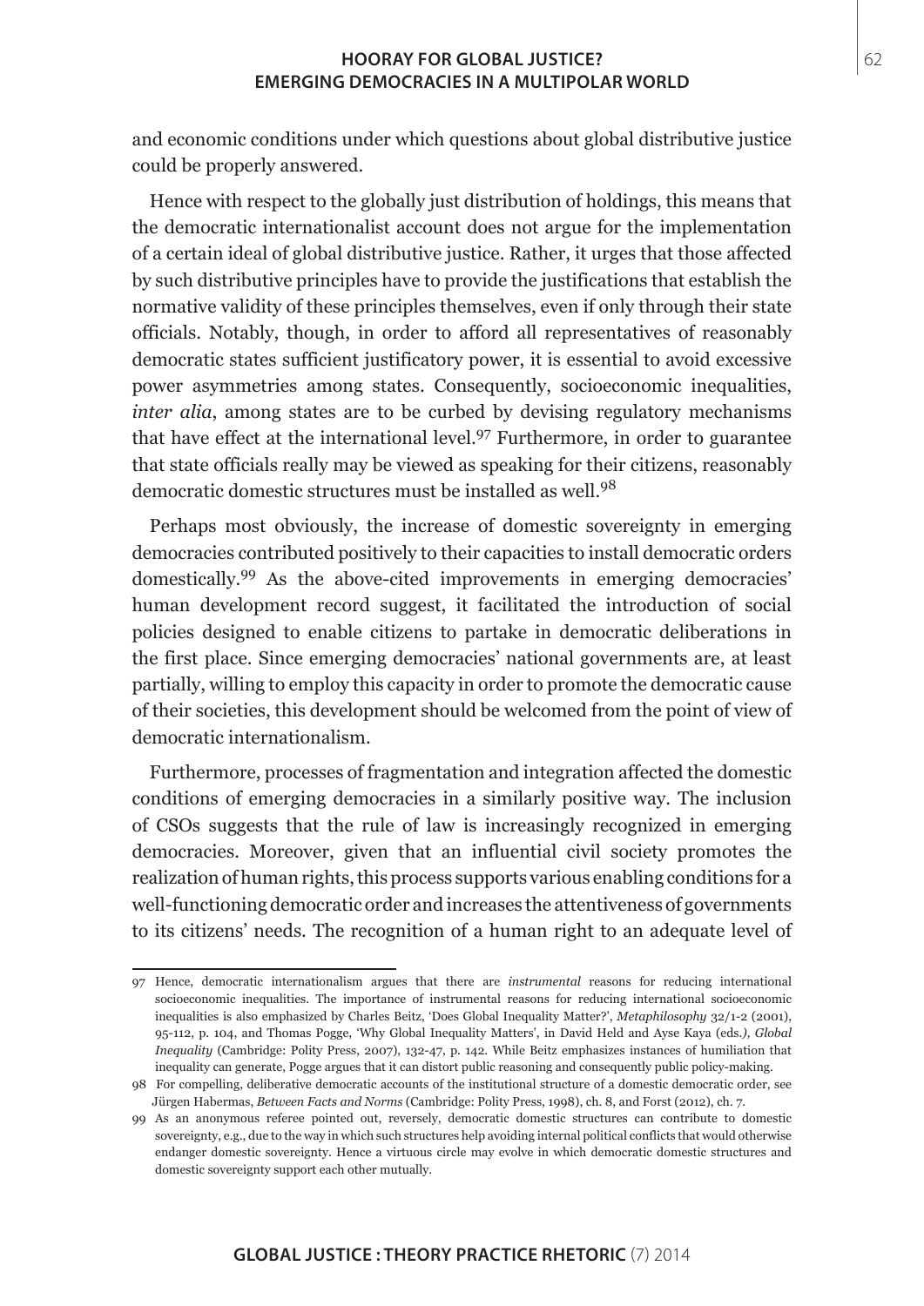and economic conditions under which questions about global distributive justice could be properly answered.

Hence with respect to the globally just distribution of holdings, this means that the democratic internationalist account does not argue for the implementation of a certain ideal of global distributive justice. Rather, it urges that those affected by such distributive principles have to provide the justifications that establish the normative validity of these principles themselves, even if only through their state officials. Notably, though, in order to afford all representatives of reasonably democratic states sufficient justificatory power, it is essential to avoid excessive power asymmetries among states. Consequently, socioeconomic inequalities, *inter alia*, among states are to be curbed by devising regulatory mechanisms that have effect at the international level.[97] Furthermore, in order to guarantee that state officials really may be viewed as speaking for their citizens, reasonably democratic domestic structures must be installed as well.[98]

Perhaps most obviously, the increase of domestic sovereignty in emerging democracies contributed positively to their capacities to install democratic orders domestically.[99] As the above-cited improvements in emerging democracies' human development record suggest, it facilitated the introduction of social policies designed to enable citizens to partake in democratic deliberations in the first place. Since emerging democracies' national governments are, at least partially, willing to employ this capacity in order to promote the democratic cause of their societies, this development should be welcomed from the point of view of democratic internationalism.

Furthermore, processes of fragmentation and integration affected the domestic conditions of emerging democracies in a similarly positive way. The inclusion of CSOs suggests that the rule of law is increasingly recognized in emerging democracies. Moreover, given that an influential civil society promotes the realization of human rights, this process supports various enabling conditions for a well-functioning democratic order and increases the attentiveness of governments to its citizens' needs. The recognition of a human right to an adequate level of

---

97 Hence, democratic internationalism argues that there are *instrumental* reasons for reducing international socioeconomic inequalities. The importance of instrumental reasons for reducing international socioeconomic inequalities is also emphasized by Charles Beitz, 'Does Global Inequality Matter?', *Metaphilosophy* 32/1-2 (2001), 95-112, p. 104, and Thomas Pogge, 'Why Global Inequality Matters', in David Held and Ayse Kaya (eds.), *Global Inequality* (Cambridge: Polity Press, 2007), 132-47, p. 142. While Beitz emphasizes instances of humiliation that inequality can generate, Pogge argues that it can distort public reasoning and consequently public policy-making.

98 For compelling, deliberative democratic accounts of the institutional structure of a domestic democratic order, see Jürgen Habermas, *Between Facts and Norms* (Cambridge: Polity Press, 1998), ch. 8, and Forst (2012), ch. 7.

99 As an anonymous referee pointed out, reversely, democratic domestic structures can contribute to domestic sovereignty, e.g., due to the way in which such structures help avoiding internal political conflicts that would otherwise endanger domestic sovereignty. Hence a virtuous circle may evolve in which democratic domestic structures and domestic sovereignty support each other mutually.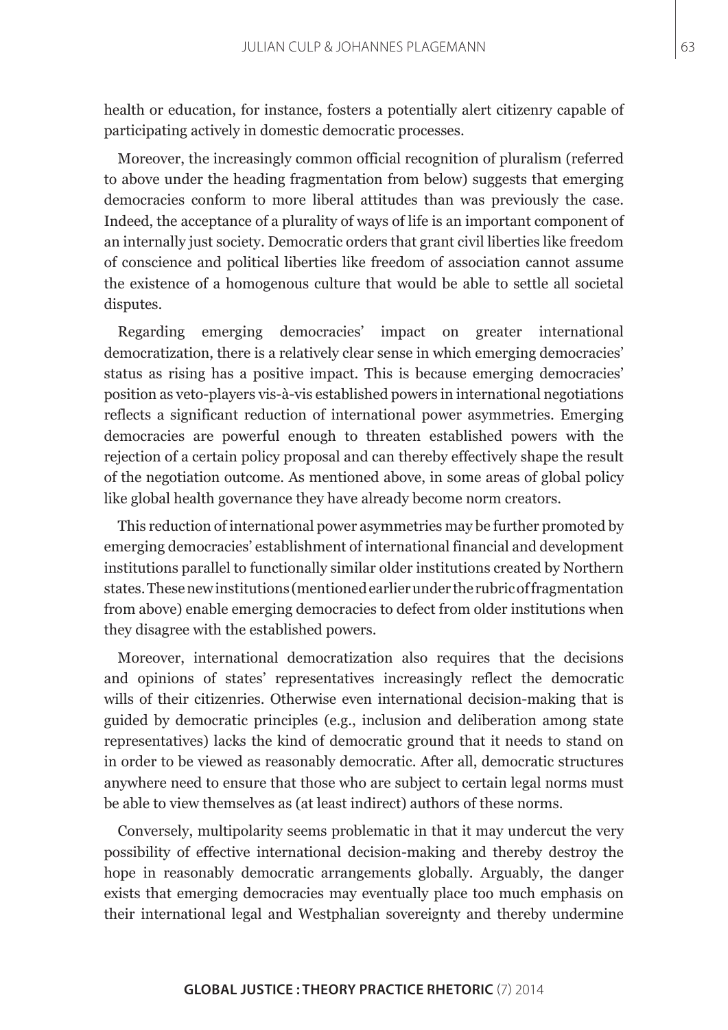health or education, for instance, fosters a potentially alert citizenry capable of participating actively in domestic democratic processes.

Moreover, the increasingly common official recognition of pluralism (referred to above under the heading fragmentation from below) suggests that emerging democracies conform to more liberal attitudes than was previously the case. Indeed, the acceptance of a plurality of ways of life is an important component of an internally just society. Democratic orders that grant civil liberties like freedom of conscience and political liberties like freedom of association cannot assume the existence of a homogenous culture that would be able to settle all societal disputes.

Regarding emerging democracies' impact on greater international democratization, there is a relatively clear sense in which emerging democracies' status as rising has a positive impact. This is because emerging democracies' position as veto-players vis-à-vis established powers in international negotiations reflects a significant reduction of international power asymmetries. Emerging democracies are powerful enough to threaten established powers with the rejection of a certain policy proposal and can thereby effectively shape the result of the negotiation outcome. As mentioned above, in some areas of global policy like global health governance they have already become norm creators.

This reduction of international power asymmetries may be further promoted by emerging democracies' establishment of international financial and development institutions parallel to functionally similar older institutions created by Northern states. These new institutions (mentioned earlier under the rubric of fragmentation from above) enable emerging democracies to defect from older institutions when they disagree with the established powers.

Moreover, international democratization also requires that the decisions and opinions of states' representatives increasingly reflect the democratic wills of their citizenries. Otherwise even international decision-making that is guided by democratic principles (e.g., inclusion and deliberation among state representatives) lacks the kind of democratic ground that it needs to stand on in order to be viewed as reasonably democratic. After all, democratic structures anywhere need to ensure that those who are subject to certain legal norms must be able to view themselves as (at least indirect) authors of these norms.

Conversely, multipolarity seems problematic in that it may undercut the very possibility of effective international decision-making and thereby destroy the hope in reasonably democratic arrangements globally. Arguably, the danger exists that emerging democracies may eventually place too much emphasis on their international legal and Westphalian sovereignty and thereby undermine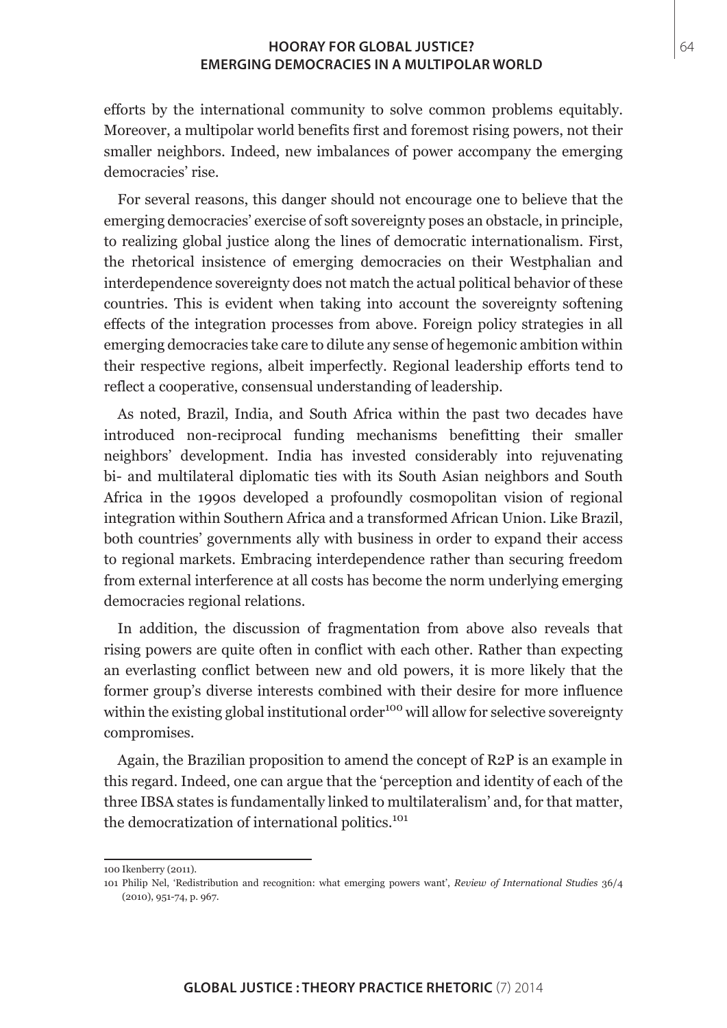efforts by the international community to solve common problems equitably. Moreover, a multipolar world benefits first and foremost rising powers, not their smaller neighbors. Indeed, new imbalances of power accompany the emerging democracies' rise.

For several reasons, this danger should not encourage one to believe that the emerging democracies' exercise of soft sovereignty poses an obstacle, in principle, to realizing global justice along the lines of democratic internationalism. First, the rhetorical insistence of emerging democracies on their Westphalian and interdependence sovereignty does not match the actual political behavior of these countries. This is evident when taking into account the sovereignty softening effects of the integration processes from above. Foreign policy strategies in all emerging democracies take care to dilute any sense of hegemonic ambition within their respective regions, albeit imperfectly. Regional leadership efforts tend to reflect a cooperative, consensual understanding of leadership.

As noted, Brazil, India, and South Africa within the past two decades have introduced non-reciprocal funding mechanisms benefitting their smaller neighbors' development. India has invested considerably into rejuvenating bi- and multilateral diplomatic ties with its South Asian neighbors and South Africa in the 1990s developed a profoundly cosmopolitan vision of regional integration within Southern Africa and a transformed African Union. Like Brazil, both countries' governments ally with business in order to expand their access to regional markets. Embracing interdependence rather than securing freedom from external interference at all costs has become the norm underlying emerging democracies regional relations.

In addition, the discussion of fragmentation from above also reveals that rising powers are quite often in conflict with each other. Rather than expecting an everlasting conflict between new and old powers, it is more likely that the former group's diverse interests combined with their desire for more influence within the existing global institutional order[100] will allow for selective sovereignty compromises.

Again, the Brazilian proposition to amend the concept of R2P is an example in this regard. Indeed, one can argue that the 'perception and identity of each of the three IBSA states is fundamentally linked to multilateralism' and, for that matter, the democratization of international politics.[101]

---

100 Ikenberry (2011).

101 Philip Nel, 'Redistribution and recognition: what emerging powers want', *Review of International Studies* 36/4 (2010), 951-74, p. 967.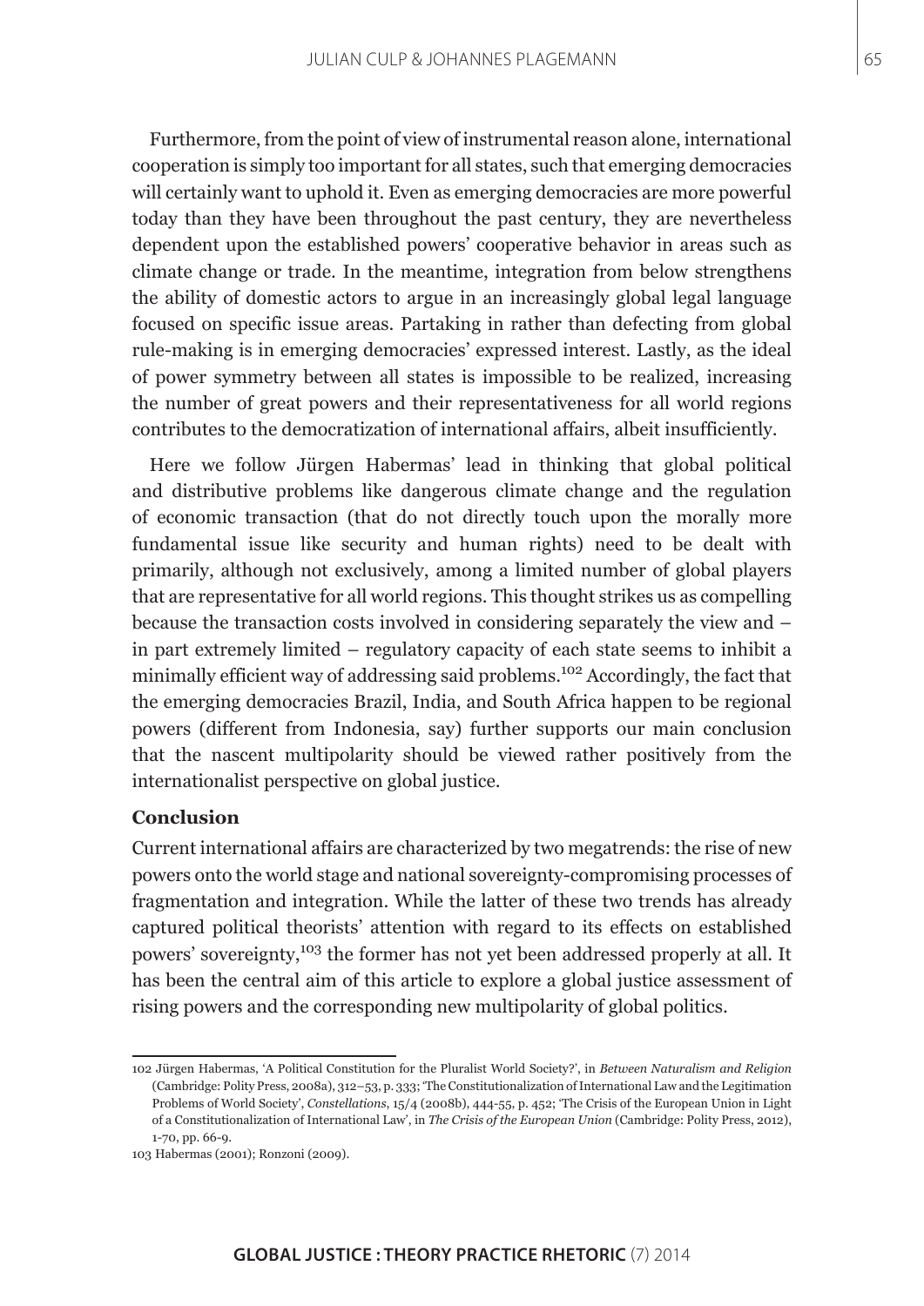Furthermore, from the point of view of instrumental reason alone, international cooperation is simply too important for all states, such that emerging democracies will certainly want to uphold it. Even as emerging democracies are more powerful today than they have been throughout the past century, they are nevertheless dependent upon the established powers' cooperative behavior in areas such as climate change or trade. In the meantime, integration from below strengthens the ability of domestic actors to argue in an increasingly global legal language focused on specific issue areas. Partaking in rather than defecting from global rule-making is in emerging democracies' expressed interest. Lastly, as the ideal of power symmetry between all states is impossible to be realized, increasing the number of great powers and their representativeness for all world regions contributes to the democratization of international affairs, albeit insufficiently.

Here we follow Jürgen Habermas' lead in thinking that global political and distributive problems like dangerous climate change and the regulation of economic transaction (that do not directly touch upon the morally more fundamental issue like security and human rights) need to be dealt with primarily, although not exclusively, among a limited number of global players that are representative for all world regions. This thought strikes us as compelling because the transaction costs involved in considering separately the view and – in part extremely limited – regulatory capacity of each state seems to inhibit a minimally efficient way of addressing said problems.[102] Accordingly, the fact that the emerging democracies Brazil, India, and South Africa happen to be regional powers (different from Indonesia, say) further supports our main conclusion that the nascent multipolarity should be viewed rather positively from the internationalist perspective on global justice.

## Conclusion

Current international affairs are characterized by two megatrends: the rise of new powers onto the world stage and national sovereignty-compromising processes of fragmentation and integration. While the latter of these two trends has already captured political theorists' attention with regard to its effects on established powers' sovereignty,[103] the former has not yet been addressed properly at all. It has been the central aim of this article to explore a global justice assessment of rising powers and the corresponding new multipolarity of global politics.

---

102 Jürgen Habermas, 'A Political Constitution for the Pluralist World Society?', in *Between Naturalism and Religion* (Cambridge: Polity Press, 2008a), 312–53, p. 333; 'The Constitutionalization of International Law and the Legitimation Problems of World Society', *Constellations*, 15/4 (2008b), 444-55, p. 452; 'The Crisis of the European Union in Light of a Constitutionalization of International Law', in *The Crisis of the European Union* (Cambridge: Polity Press, 2012), 1-70, pp. 66-9.

103 Habermas (2001); Ronzoni (2009).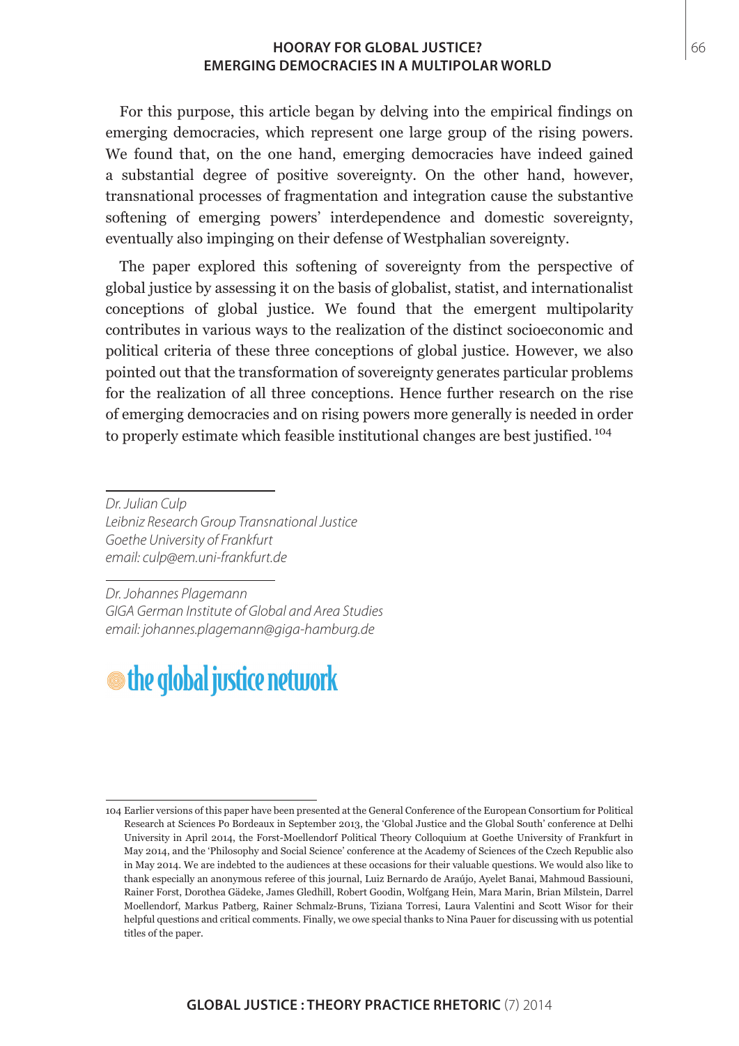For this purpose, this article began by delving into the empirical findings on emerging democracies, which represent one large group of the rising powers. We found that, on the one hand, emerging democracies have indeed gained a substantial degree of positive sovereignty. On the other hand, however, transnational processes of fragmentation and integration cause the substantive softening of emerging powers' interdependence and domestic sovereignty, eventually also impinging on their defense of Westphalian sovereignty.

The paper explored this softening of sovereignty from the perspective of global justice by assessing it on the basis of globalist, statist, and internationalist conceptions of global justice. We found that the emergent multipolarity contributes in various ways to the realization of the distinct socioeconomic and political criteria of these three conceptions of global justice. However, we also pointed out that the transformation of sovereignty generates particular problems for the realization of all three conceptions. Hence further research on the rise of emerging democracies and on rising powers more generally is needed in order to properly estimate which feasible institutional changes are best justified. [104]

---

*Dr. Julian Culp*
*Leibniz Research Group Transnational Justice*
*Goethe University of Frankfurt*
*email: culp@em.uni-frankfurt.de*

---

*Dr. Johannes Plagemann*
*GIGA German Institute of Global and Area Studies*
*email: johannes.plagemann@giga-hamburg.de*

the global justice network

---

104 Earlier versions of this paper have been presented at the General Conference of the European Consortium for Political Research at Sciences Po Bordeaux in September 2013, the 'Global Justice and the Global South' conference at Delhi University in April 2014, the Forst-Moellendorf Political Theory Colloquium at Goethe University of Frankfurt in May 2014, and the 'Philosophy and Social Science' conference at the Academy of Sciences of the Czech Republic also in May 2014. We are indebted to the audiences at these occasions for their valuable questions. We would also like to thank especially an anonymous referee of this journal, Luiz Bernardo de Araújo, Ayelet Banai, Mahmoud Bassiouni, Rainer Forst, Dorothea Gädeke, James Gledhill, Robert Goodin, Wolfgang Hein, Mara Marin, Brian Milstein, Darrel Moellendorf, Markus Patberg, Rainer Schmalz-Bruns, Tiziana Torresi, Laura Valentini and Scott Wisor for their helpful questions and critical comments. Finally, we owe special thanks to Nina Pauer for discussing with us potential titles of the paper.